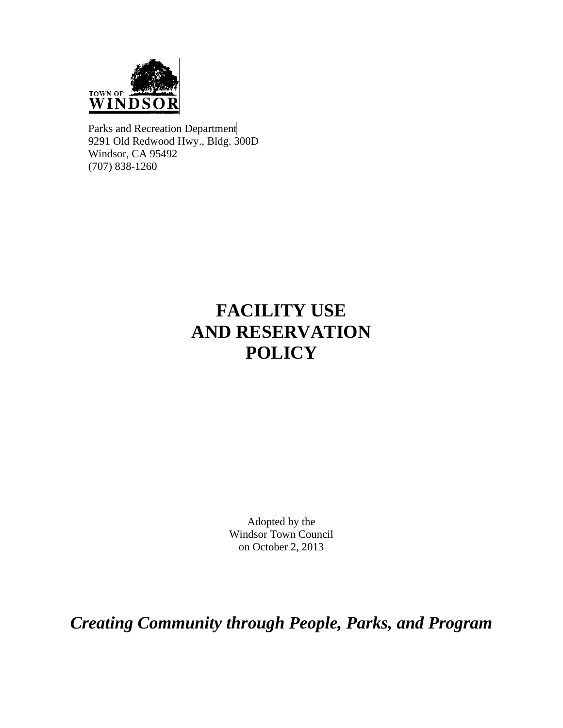TOWN OF
WINDSOR

Parks and Recreation Department
9291 Old Redwood Hwy., Bldg. 300D
Windsor, CA 95492
(707) 838-1260

# FACILITY USE AND RESERVATION POLICY

Adopted by the
Windsor Town Council
on October 2, 2013

***Creating Community through People, Parks, and Program***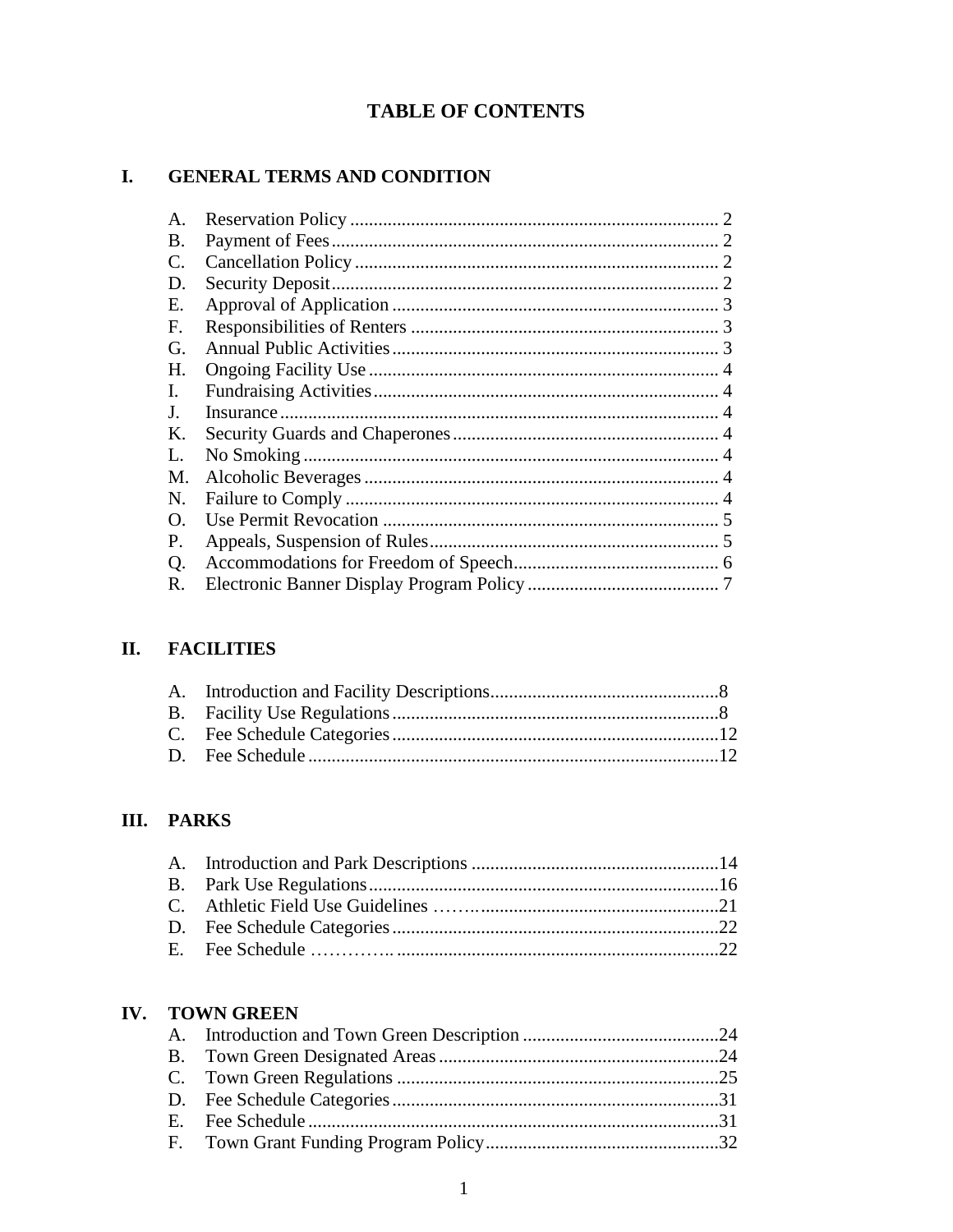# TABLE OF CONTENTS

## I. GENERAL TERMS AND CONDITION

A. Reservation Policy .............................................................................. 2
B. Payment of Fees .................................................................................. 2
C. Cancellation Policy ............................................................................. 2
D. Security Deposit .................................................................................. 2
E. Approval of Application ..................................................................... 3
F. Responsibilities of Renters ................................................................. 3
G. Annual Public Activities ..................................................................... 3
H. Ongoing Facility Use .......................................................................... 4
I. Fundraising Activities ......................................................................... 4
J. Insurance ............................................................................................. 4
K. Security Guards and Chaperones ........................................................ 4
L. No Smoking ........................................................................................ 4
M. Alcoholic Beverages ........................................................................... 4
N. Failure to Comply ............................................................................... 4
O. Use Permit Revocation ....................................................................... 5
P. Appeals, Suspension of Rules ............................................................. 5
Q. Accommodations for Freedom of Speech ............................................ 6
R. Electronic Banner Display Program Policy ......................................... 7

## II. FACILITIES

A. Introduction and Facility Descriptions ................................................ 8
B. Facility Use Regulations ..................................................................... 8
C. Fee Schedule Categories ..................................................................... 12
D. Fee Schedule ....................................................................................... 12

## III. PARKS

A. Introduction and Park Descriptions .................................................... 14
B. Park Use Regulations .......................................................................... 16
C. Athletic Field Use Guidelines ………................................................... 21
D. Fee Schedule Categories ..................................................................... 22
E. Fee Schedule …………... ..................................................................... 22

## IV. TOWN GREEN

A. Introduction and Town Green Description .......................................... 24
B. Town Green Designated Areas ............................................................ 24
C. Town Green Regulations .................................................................... 25
D. Fee Schedule Categories ..................................................................... 31
E. Fee Schedule ....................................................................................... 31
F. Town Grant Funding Program Policy .................................................. 32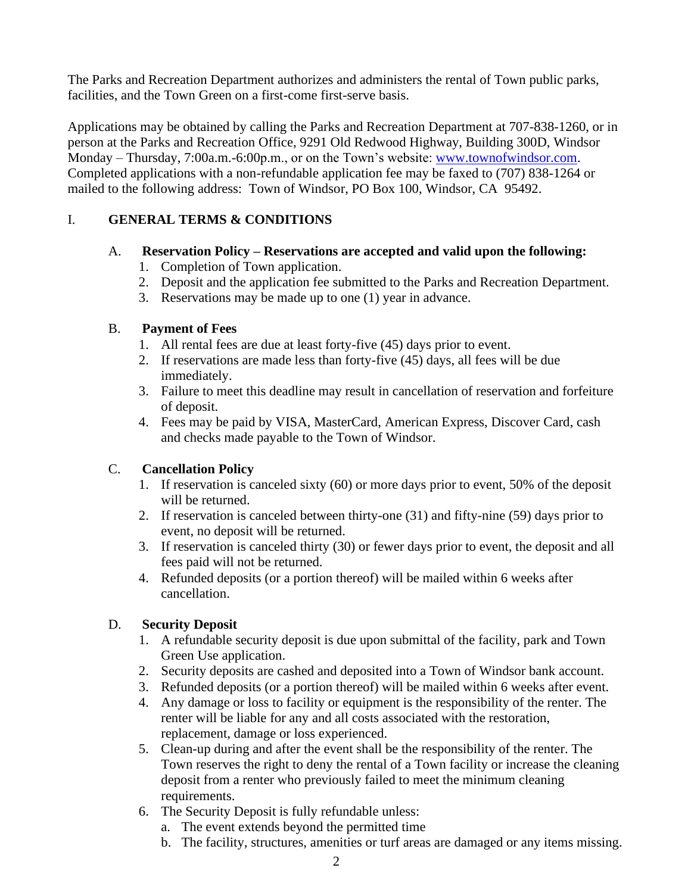The Parks and Recreation Department authorizes and administers the rental of Town public parks, facilities, and the Town Green on a first-come first-serve basis.

Applications may be obtained by calling the Parks and Recreation Department at 707-838-1260, or in person at the Parks and Recreation Office, 9291 Old Redwood Highway, Building 300D, Windsor Monday – Thursday, 7:00a.m.-6:00p.m., or on the Town's website: [www.townofwindsor.com](http://www.townofwindsor.com). Completed applications with a non-refundable application fee may be faxed to (707) 838-1264 or mailed to the following address: Town of Windsor, PO Box 100, Windsor, CA 95492.

## I. GENERAL TERMS & CONDITIONS

### A. Reservation Policy – Reservations are accepted and valid upon the following:

1. Completion of Town application.
2. Deposit and the application fee submitted to the Parks and Recreation Department.
3. Reservations may be made up to one (1) year in advance.

### B. Payment of Fees

1. All rental fees are due at least forty-five (45) days prior to event.
2. If reservations are made less than forty-five (45) days, all fees will be due immediately.
3. Failure to meet this deadline may result in cancellation of reservation and forfeiture of deposit.
4. Fees may be paid by VISA, MasterCard, American Express, Discover Card, cash and checks made payable to the Town of Windsor.

### C. Cancellation Policy

1. If reservation is canceled sixty (60) or more days prior to event, 50% of the deposit will be returned.
2. If reservation is canceled between thirty-one (31) and fifty-nine (59) days prior to event, no deposit will be returned.
3. If reservation is canceled thirty (30) or fewer days prior to event, the deposit and all fees paid will not be returned.
4. Refunded deposits (or a portion thereof) will be mailed within 6 weeks after cancellation.

### D. Security Deposit

1. A refundable security deposit is due upon submittal of the facility, park and Town Green Use application.
2. Security deposits are cashed and deposited into a Town of Windsor bank account.
3. Refunded deposits (or a portion thereof) will be mailed within 6 weeks after event.
4. Any damage or loss to facility or equipment is the responsibility of the renter. The renter will be liable for any and all costs associated with the restoration, replacement, damage or loss experienced.
5. Clean-up during and after the event shall be the responsibility of the renter. The Town reserves the right to deny the rental of a Town facility or increase the cleaning deposit from a renter who previously failed to meet the minimum cleaning requirements.
6. The Security Deposit is fully refundable unless:
   a. The event extends beyond the permitted time
   b. The facility, structures, amenities or turf areas are damaged or any items missing.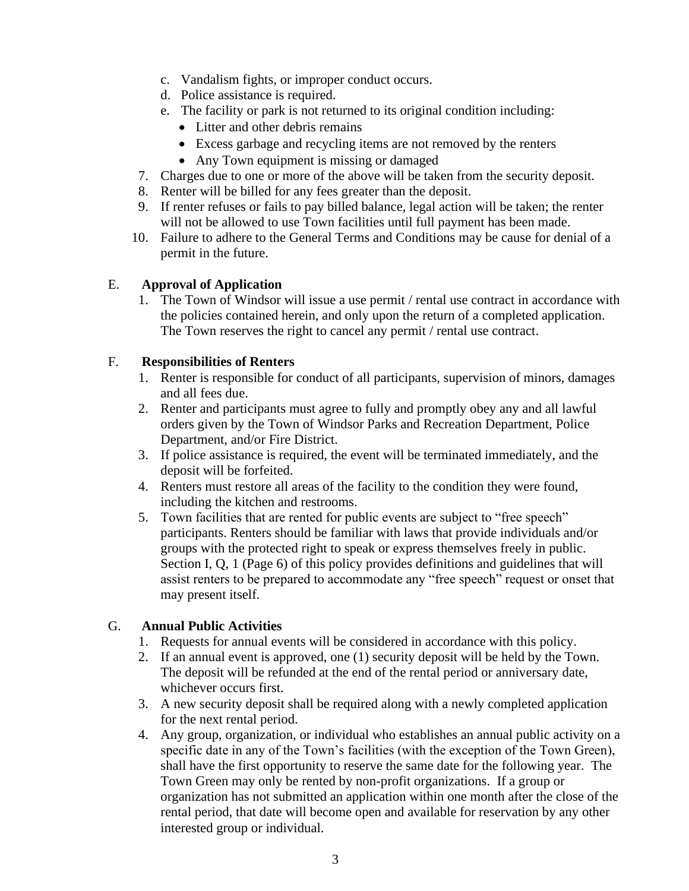c. Vandalism fights, or improper conduct occurs.
   d. Police assistance is required.
   e. The facility or park is not returned to its original condition including:
      - Litter and other debris remains
      - Excess garbage and recycling items are not removed by the renters
      - Any Town equipment is missing or damaged
7. Charges due to one or more of the above will be taken from the security deposit.
8. Renter will be billed for any fees greater than the deposit.
9. If renter refuses or fails to pay billed balance, legal action will be taken; the renter will not be allowed to use Town facilities until full payment has been made.
10. Failure to adhere to the General Terms and Conditions may be cause for denial of a permit in the future.

## E. **Approval of Application**

1. The Town of Windsor will issue a use permit / rental use contract in accordance with the policies contained herein, and only upon the return of a completed application. The Town reserves the right to cancel any permit / rental use contract.

## F. **Responsibilities of Renters**

1. Renter is responsible for conduct of all participants, supervision of minors, damages and all fees due.
2. Renter and participants must agree to fully and promptly obey any and all lawful orders given by the Town of Windsor Parks and Recreation Department, Police Department, and/or Fire District.
3. If police assistance is required, the event will be terminated immediately, and the deposit will be forfeited.
4. Renters must restore all areas of the facility to the condition they were found, including the kitchen and restrooms.
5. Town facilities that are rented for public events are subject to "free speech" participants. Renters should be familiar with laws that provide individuals and/or groups with the protected right to speak or express themselves freely in public. Section I, Q, 1 (Page 6) of this policy provides definitions and guidelines that will assist renters to be prepared to accommodate any "free speech" request or onset that may present itself.

## G. **Annual Public Activities**

1. Requests for annual events will be considered in accordance with this policy.
2. If an annual event is approved, one (1) security deposit will be held by the Town. The deposit will be refunded at the end of the rental period or anniversary date, whichever occurs first.
3. A new security deposit shall be required along with a newly completed application for the next rental period.
4. Any group, organization, or individual who establishes an annual public activity on a specific date in any of the Town's facilities (with the exception of the Town Green), shall have the first opportunity to reserve the same date for the following year. The Town Green may only be rented by non-profit organizations. If a group or organization has not submitted an application within one month after the close of the rental period, that date will become open and available for reservation by any other interested group or individual.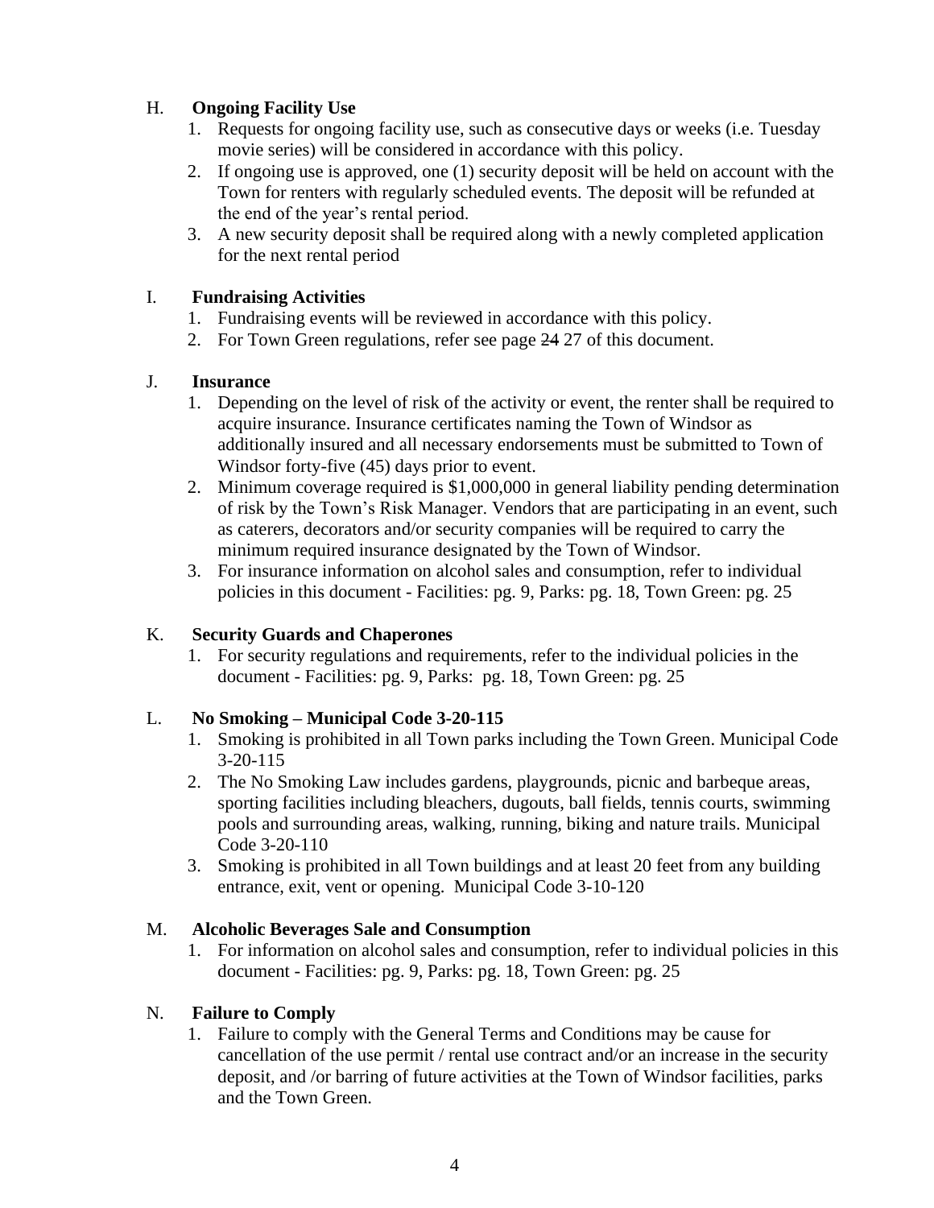H. **Ongoing Facility Use**

1. Requests for ongoing facility use, such as consecutive days or weeks (i.e. Tuesday movie series) will be considered in accordance with this policy.
2. If ongoing use is approved, one (1) security deposit will be held on account with the Town for renters with regularly scheduled events. The deposit will be refunded at the end of the year's rental period.
3. A new security deposit shall be required along with a newly completed application for the next rental period

I. **Fundraising Activities**

1. Fundraising events will be reviewed in accordance with this policy.
2. For Town Green regulations, refer see page ~~24~~ 27 of this document.

J. **Insurance**

1. Depending on the level of risk of the activity or event, the renter shall be required to acquire insurance. Insurance certificates naming the Town of Windsor as additionally insured and all necessary endorsements must be submitted to Town of Windsor forty-five (45) days prior to event.
2. Minimum coverage required is $1,000,000 in general liability pending determination of risk by the Town's Risk Manager. Vendors that are participating in an event, such as caterers, decorators and/or security companies will be required to carry the minimum required insurance designated by the Town of Windsor.
3. For insurance information on alcohol sales and consumption, refer to individual policies in this document - Facilities: pg. 9, Parks: pg. 18, Town Green: pg. 25

K. **Security Guards and Chaperones**

1. For security regulations and requirements, refer to the individual policies in the document - Facilities: pg. 9, Parks: pg. 18, Town Green: pg. 25

L. **No Smoking – Municipal Code 3-20-115**

1. Smoking is prohibited in all Town parks including the Town Green. Municipal Code 3-20-115
2. The No Smoking Law includes gardens, playgrounds, picnic and barbeque areas, sporting facilities including bleachers, dugouts, ball fields, tennis courts, swimming pools and surrounding areas, walking, running, biking and nature trails. Municipal Code 3-20-110
3. Smoking is prohibited in all Town buildings and at least 20 feet from any building entrance, exit, vent or opening. Municipal Code 3-10-120

M. **Alcoholic Beverages Sale and Consumption**

1. For information on alcohol sales and consumption, refer to individual policies in this document - Facilities: pg. 9, Parks: pg. 18, Town Green: pg. 25

N. **Failure to Comply**

1. Failure to comply with the General Terms and Conditions may be cause for cancellation of the use permit / rental use contract and/or an increase in the security deposit, and /or barring of future activities at the Town of Windsor facilities, parks and the Town Green.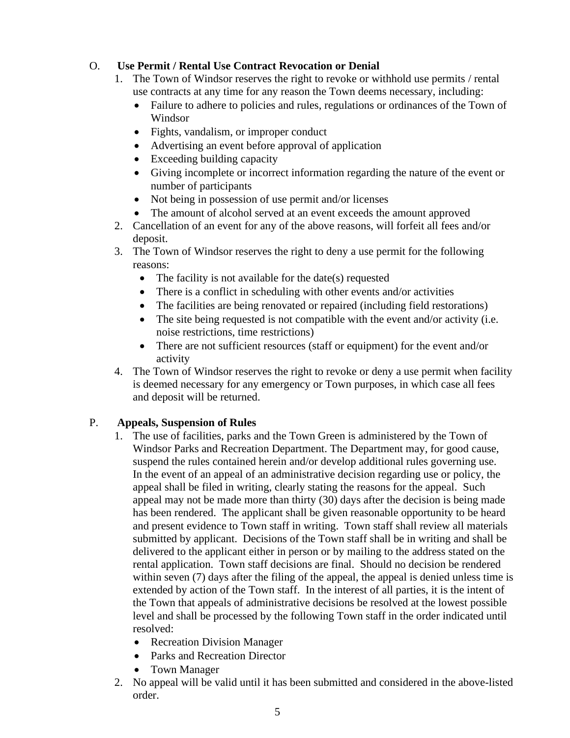O. **Use Permit / Rental Use Contract Revocation or Denial**

1. The Town of Windsor reserves the right to revoke or withhold use permits / rental use contracts at any time for any reason the Town deems necessary, including:
   - Failure to adhere to policies and rules, regulations or ordinances of the Town of Windsor
   - Fights, vandalism, or improper conduct
   - Advertising an event before approval of application
   - Exceeding building capacity
   - Giving incomplete or incorrect information regarding the nature of the event or number of participants
   - Not being in possession of use permit and/or licenses
   - The amount of alcohol served at an event exceeds the amount approved
2. Cancellation of an event for any of the above reasons, will forfeit all fees and/or deposit.
3. The Town of Windsor reserves the right to deny a use permit for the following reasons:
   - The facility is not available for the date(s) requested
   - There is a conflict in scheduling with other events and/or activities
   - The facilities are being renovated or repaired (including field restorations)
   - The site being requested is not compatible with the event and/or activity (i.e. noise restrictions, time restrictions)
   - There are not sufficient resources (staff or equipment) for the event and/or activity
4. The Town of Windsor reserves the right to revoke or deny a use permit when facility is deemed necessary for any emergency or Town purposes, in which case all fees and deposit will be returned.

P. **Appeals, Suspension of Rules**

1. The use of facilities, parks and the Town Green is administered by the Town of Windsor Parks and Recreation Department. The Department may, for good cause, suspend the rules contained herein and/or develop additional rules governing use. In the event of an appeal of an administrative decision regarding use or policy, the appeal shall be filed in writing, clearly stating the reasons for the appeal. Such appeal may not be made more than thirty (30) days after the decision is being made has been rendered. The applicant shall be given reasonable opportunity to be heard and present evidence to Town staff in writing. Town staff shall review all materials submitted by applicant. Decisions of the Town staff shall be in writing and shall be delivered to the applicant either in person or by mailing to the address stated on the rental application. Town staff decisions are final. Should no decision be rendered within seven (7) days after the filing of the appeal, the appeal is denied unless time is extended by action of the Town staff. In the interest of all parties, it is the intent of the Town that appeals of administrative decisions be resolved at the lowest possible level and shall be processed by the following Town staff in the order indicated until resolved:
   - Recreation Division Manager
   - Parks and Recreation Director
   - Town Manager
2. No appeal will be valid until it has been submitted and considered in the above-listed order.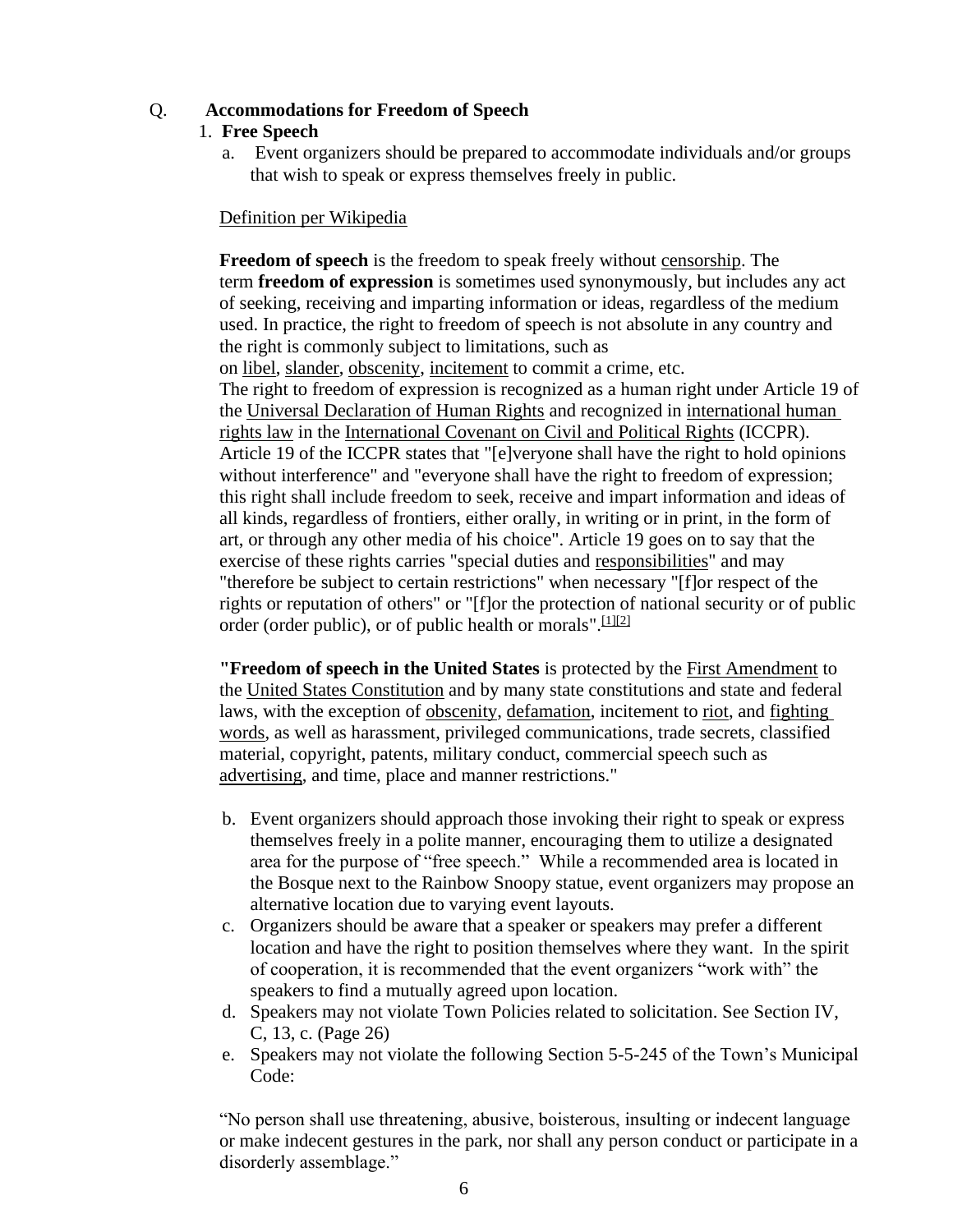Q. **Accommodations for Freedom of Speech**

1. **Free Speech**

   a. Event organizers should be prepared to accommodate individuals and/or groups that wish to speak or express themselves freely in public.

Definition per Wikipedia

**Freedom of speech** is the freedom to speak freely without censorship. The term **freedom of expression** is sometimes used synonymously, but includes any act of seeking, receiving and imparting information or ideas, regardless of the medium used. In practice, the right to freedom of speech is not absolute in any country and the right is commonly subject to limitations, such as on libel, slander, obscenity, incitement to commit a crime, etc.
The right to freedom of expression is recognized as a human right under Article 19 of the Universal Declaration of Human Rights and recognized in international human rights law in the International Covenant on Civil and Political Rights (ICCPR). Article 19 of the ICCPR states that "[e]veryone shall have the right to hold opinions without interference" and "everyone shall have the right to freedom of expression; this right shall include freedom to seek, receive and impart information and ideas of all kinds, regardless of frontiers, either orally, in writing or in print, in the form of art, or through any other media of his choice". Article 19 goes on to say that the exercise of these rights carries "special duties and responsibilities" and may "therefore be subject to certain restrictions" when necessary "[f]or respect of the rights or reputation of others" or "[f]or the protection of national security or of public order (order public), or of public health or morals".[1][2]

**"Freedom of speech in the United States** is protected by the First Amendment to the United States Constitution and by many state constitutions and state and federal laws, with the exception of obscenity, defamation, incitement to riot, and fighting words, as well as harassment, privileged communications, trade secrets, classified material, copyright, patents, military conduct, commercial speech such as advertising, and time, place and manner restrictions."

   b. Event organizers should approach those invoking their right to speak or express themselves freely in a polite manner, encouraging them to utilize a designated area for the purpose of "free speech." While a recommended area is located in the Bosque next to the Rainbow Snoopy statue, event organizers may propose an alternative location due to varying event layouts.
   c. Organizers should be aware that a speaker or speakers may prefer a different location and have the right to position themselves where they want. In the spirit of cooperation, it is recommended that the event organizers "work with" the speakers to find a mutually agreed upon location.
   d. Speakers may not violate Town Policies related to solicitation. See Section IV, C, 13, c. (Page 26)
   e. Speakers may not violate the following Section 5-5-245 of the Town's Municipal Code:

"No person shall use threatening, abusive, boisterous, insulting or indecent language or make indecent gestures in the park, nor shall any person conduct or participate in a disorderly assemblage."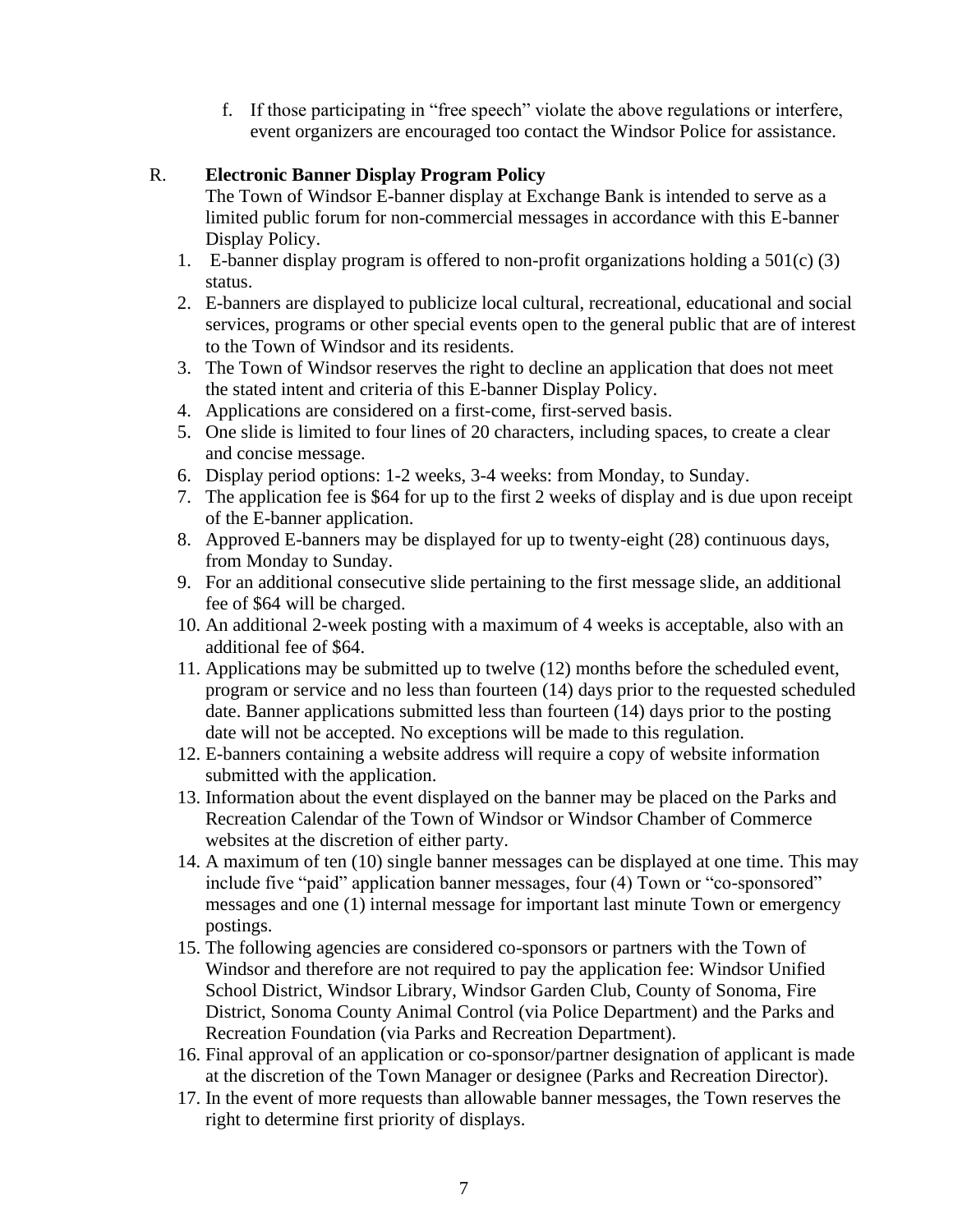f. If those participating in "free speech" violate the above regulations or interfere, event organizers are encouraged too contact the Windsor Police for assistance.

R. **Electronic Banner Display Program Policy**

The Town of Windsor E-banner display at Exchange Bank is intended to serve as a limited public forum for non-commercial messages in accordance with this E-banner Display Policy.

1. E-banner display program is offered to non-profit organizations holding a 501(c) (3) status.
2. E-banners are displayed to publicize local cultural, recreational, educational and social services, programs or other special events open to the general public that are of interest to the Town of Windsor and its residents.
3. The Town of Windsor reserves the right to decline an application that does not meet the stated intent and criteria of this E-banner Display Policy.
4. Applications are considered on a first-come, first-served basis.
5. One slide is limited to four lines of 20 characters, including spaces, to create a clear and concise message.
6. Display period options: 1-2 weeks, 3-4 weeks: from Monday, to Sunday.
7. The application fee is $64 for up to the first 2 weeks of display and is due upon receipt of the E-banner application.
8. Approved E-banners may be displayed for up to twenty-eight (28) continuous days, from Monday to Sunday.
9. For an additional consecutive slide pertaining to the first message slide, an additional fee of $64 will be charged.
10. An additional 2-week posting with a maximum of 4 weeks is acceptable, also with an additional fee of $64.
11. Applications may be submitted up to twelve (12) months before the scheduled event, program or service and no less than fourteen (14) days prior to the requested scheduled date. Banner applications submitted less than fourteen (14) days prior to the posting date will not be accepted. No exceptions will be made to this regulation.
12. E-banners containing a website address will require a copy of website information submitted with the application.
13. Information about the event displayed on the banner may be placed on the Parks and Recreation Calendar of the Town of Windsor or Windsor Chamber of Commerce websites at the discretion of either party.
14. A maximum of ten (10) single banner messages can be displayed at one time. This may include five "paid" application banner messages, four (4) Town or "co-sponsored" messages and one (1) internal message for important last minute Town or emergency postings.
15. The following agencies are considered co-sponsors or partners with the Town of Windsor and therefore are not required to pay the application fee: Windsor Unified School District, Windsor Library, Windsor Garden Club, County of Sonoma, Fire District, Sonoma County Animal Control (via Police Department) and the Parks and Recreation Foundation (via Parks and Recreation Department).
16. Final approval of an application or co-sponsor/partner designation of applicant is made at the discretion of the Town Manager or designee (Parks and Recreation Director).
17. In the event of more requests than allowable banner messages, the Town reserves the right to determine first priority of displays.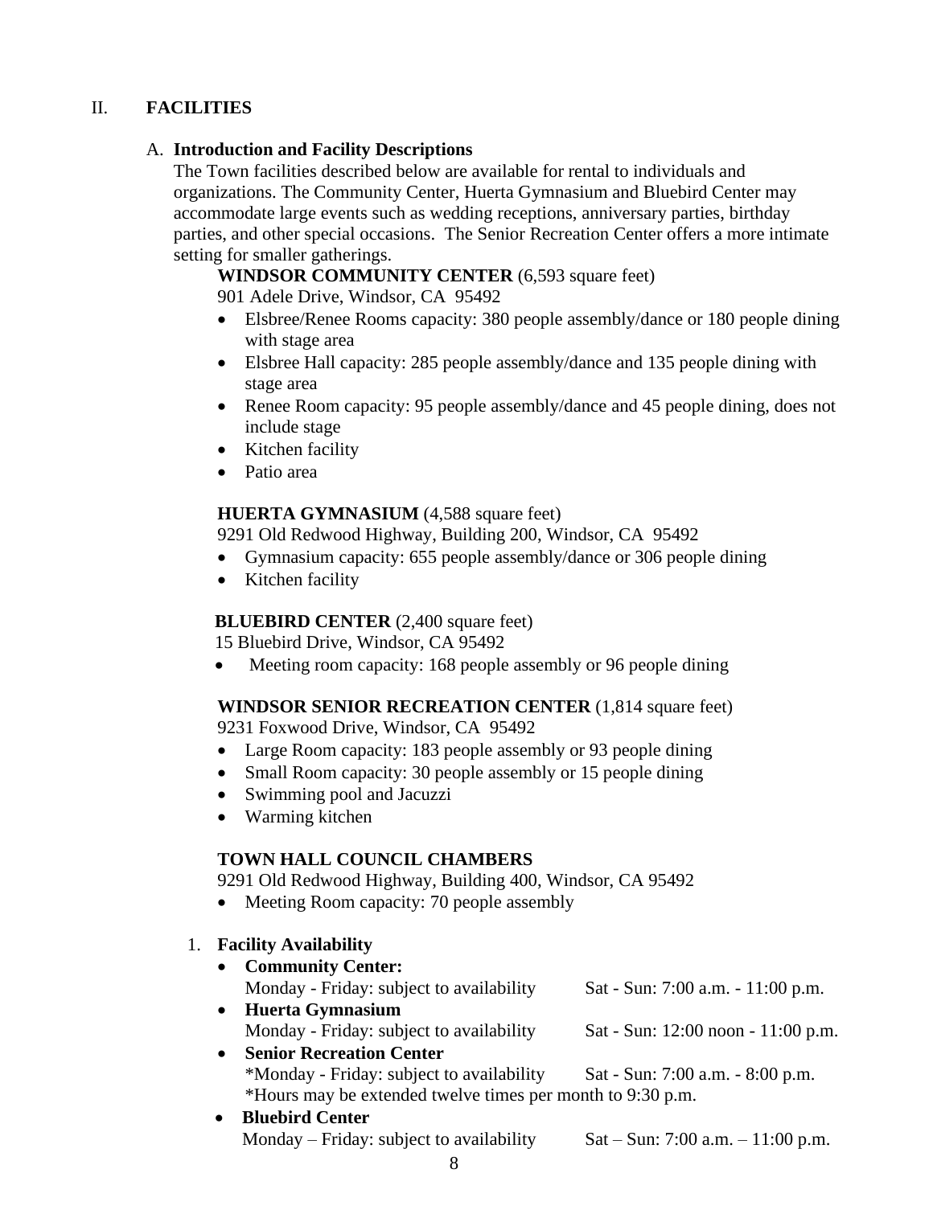## II. FACILITIES

### A. Introduction and Facility Descriptions

The Town facilities described below are available for rental to individuals and organizations. The Community Center, Huerta Gymnasium and Bluebird Center may accommodate large events such as wedding receptions, anniversary parties, birthday parties, and other special occasions. The Senior Recreation Center offers a more intimate setting for smaller gatherings.

**WINDSOR COMMUNITY CENTER** (6,593 square feet)
901 Adele Drive, Windsor, CA 95492

- Elsbree/Renee Rooms capacity: 380 people assembly/dance or 180 people dining with stage area
- Elsbree Hall capacity: 285 people assembly/dance and 135 people dining with stage area
- Renee Room capacity: 95 people assembly/dance and 45 people dining, does not include stage
- Kitchen facility
- Patio area

**HUERTA GYMNASIUM** (4,588 square feet)
9291 Old Redwood Highway, Building 200, Windsor, CA 95492

- Gymnasium capacity: 655 people assembly/dance or 306 people dining
- Kitchen facility

**BLUEBIRD CENTER** (2,400 square feet)
15 Bluebird Drive, Windsor, CA 95492

- Meeting room capacity: 168 people assembly or 96 people dining

**WINDSOR SENIOR RECREATION CENTER** (1,814 square feet)
9231 Foxwood Drive, Windsor, CA 95492

- Large Room capacity: 183 people assembly or 93 people dining
- Small Room capacity: 30 people assembly or 15 people dining
- Swimming pool and Jacuzzi
- Warming kitchen

**TOWN HALL COUNCIL CHAMBERS**
9291 Old Redwood Highway, Building 400, Windsor, CA 95492

- Meeting Room capacity: 70 people assembly

1. **Facility Availability**
   - **Community Center:**
     Monday - Friday: subject to availability — Sat - Sun: 7:00 a.m. - 11:00 p.m.
   - **Huerta Gymnasium**
     Monday - Friday: subject to availability — Sat - Sun: 12:00 noon - 11:00 p.m.
   - **Senior Recreation Center**
     *Monday - Friday: subject to availability — Sat - Sun: 7:00 a.m. - 8:00 p.m.
     *Hours may be extended twelve times per month to 9:30 p.m.
   - **Bluebird Center**
     Monday – Friday: subject to availability — Sat – Sun: 7:00 a.m. – 11:00 p.m.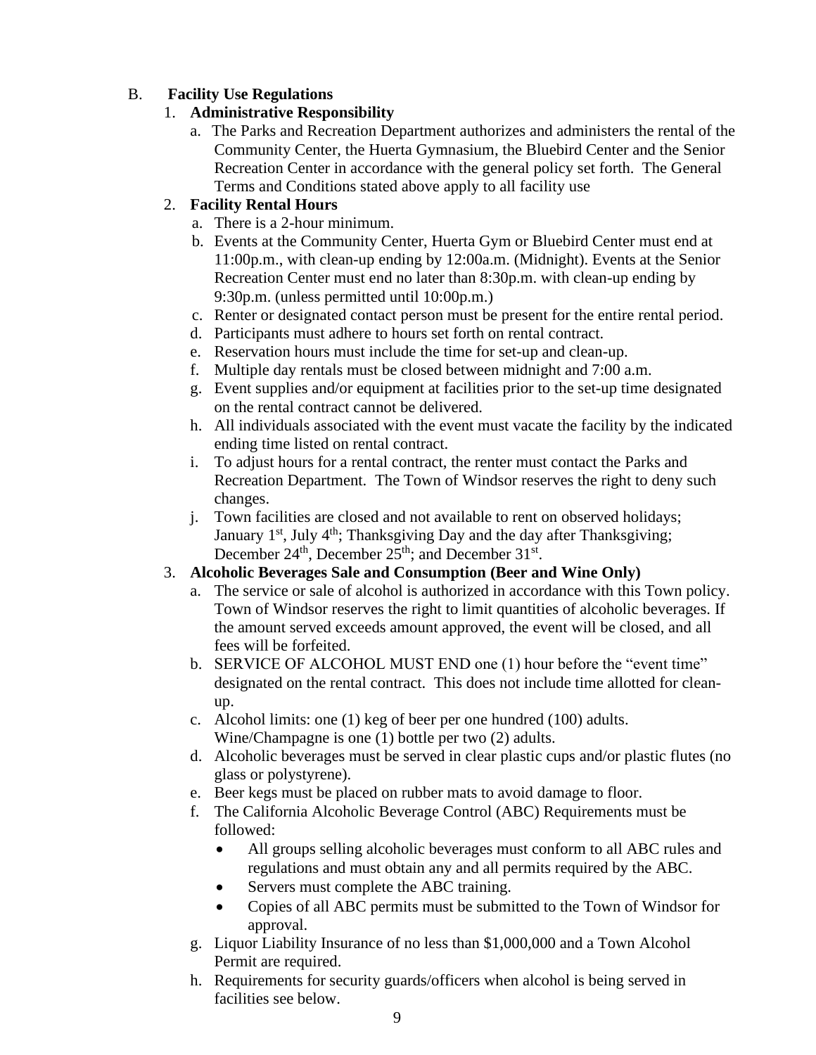B. **Facility Use Regulations**

1. **Administrative Responsibility**
   a. The Parks and Recreation Department authorizes and administers the rental of the Community Center, the Huerta Gymnasium, the Bluebird Center and the Senior Recreation Center in accordance with the general policy set forth. The General Terms and Conditions stated above apply to all facility use

2. **Facility Rental Hours**
   a. There is a 2-hour minimum.
   b. Events at the Community Center, Huerta Gym or Bluebird Center must end at 11:00p.m., with clean-up ending by 12:00a.m. (Midnight). Events at the Senior Recreation Center must end no later than 8:30p.m. with clean-up ending by 9:30p.m. (unless permitted until 10:00p.m.)
   c. Renter or designated contact person must be present for the entire rental period.
   d. Participants must adhere to hours set forth on rental contract.
   e. Reservation hours must include the time for set-up and clean-up.
   f. Multiple day rentals must be closed between midnight and 7:00 a.m.
   g. Event supplies and/or equipment at facilities prior to the set-up time designated on the rental contract cannot be delivered.
   h. All individuals associated with the event must vacate the facility by the indicated ending time listed on rental contract.
   i. To adjust hours for a rental contract, the renter must contact the Parks and Recreation Department. The Town of Windsor reserves the right to deny such changes.
   j. Town facilities are closed and not available to rent on observed holidays; January 1st, July 4th; Thanksgiving Day and the day after Thanksgiving; December 24th, December 25th; and December 31st.

3. **Alcoholic Beverages Sale and Consumption (Beer and Wine Only)**
   a. The service or sale of alcohol is authorized in accordance with this Town policy. Town of Windsor reserves the right to limit quantities of alcoholic beverages. If the amount served exceeds amount approved, the event will be closed, and all fees will be forfeited.
   b. SERVICE OF ALCOHOL MUST END one (1) hour before the "event time" designated on the rental contract. This does not include time allotted for clean-up.
   c. Alcohol limits: one (1) keg of beer per one hundred (100) adults. Wine/Champagne is one (1) bottle per two (2) adults.
   d. Alcoholic beverages must be served in clear plastic cups and/or plastic flutes (no glass or polystyrene).
   e. Beer kegs must be placed on rubber mats to avoid damage to floor.
   f. The California Alcoholic Beverage Control (ABC) Requirements must be followed:
      - All groups selling alcoholic beverages must conform to all ABC rules and regulations and must obtain any and all permits required by the ABC.
      - Servers must complete the ABC training.
      - Copies of all ABC permits must be submitted to the Town of Windsor for approval.
   g. Liquor Liability Insurance of no less than $1,000,000 and a Town Alcohol Permit are required.
   h. Requirements for security guards/officers when alcohol is being served in facilities see below.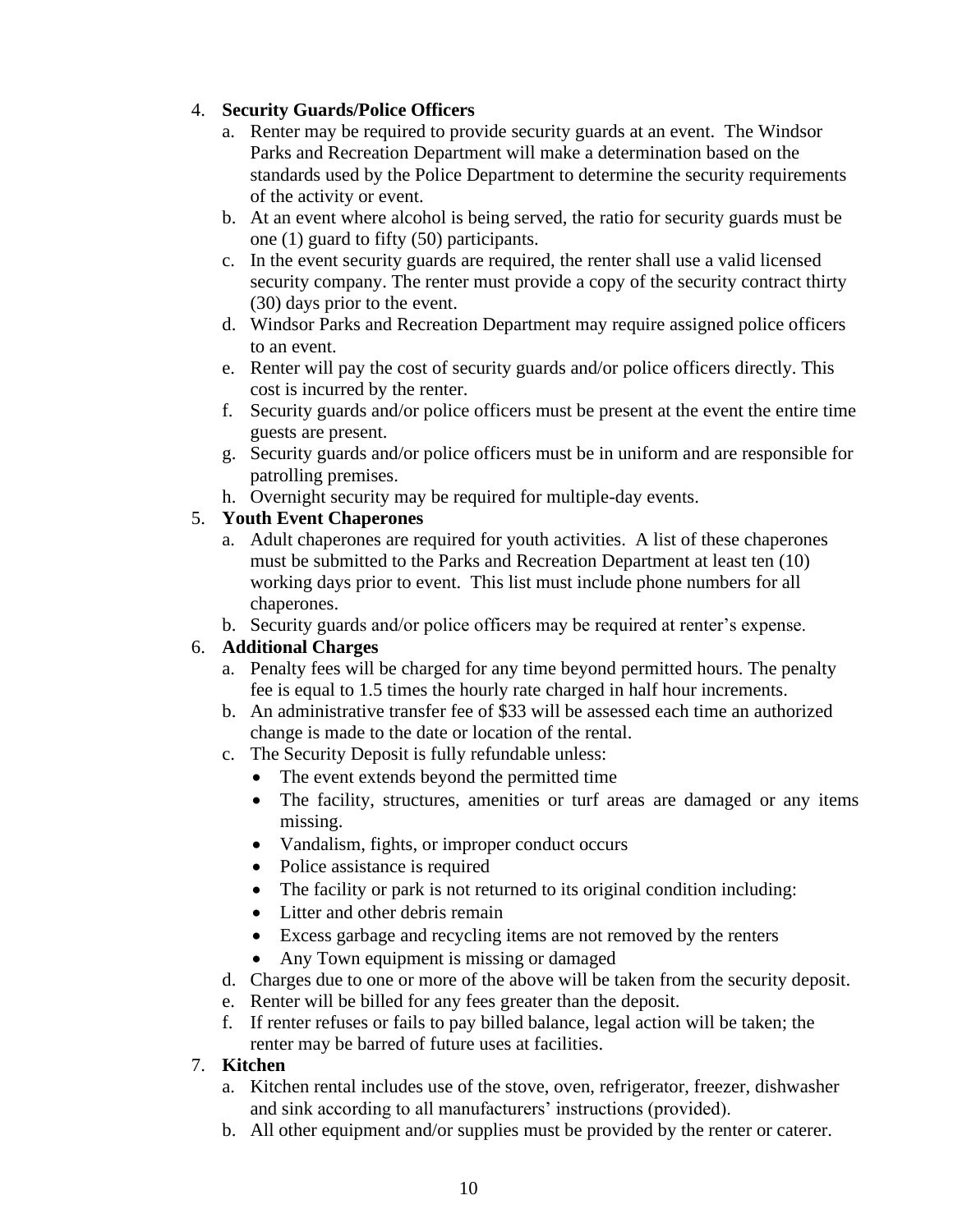4. **Security Guards/Police Officers**
    a. Renter may be required to provide security guards at an event. The Windsor Parks and Recreation Department will make a determination based on the standards used by the Police Department to determine the security requirements of the activity or event.
    b. At an event where alcohol is being served, the ratio for security guards must be one (1) guard to fifty (50) participants.
    c. In the event security guards are required, the renter shall use a valid licensed security company. The renter must provide a copy of the security contract thirty (30) days prior to the event.
    d. Windsor Parks and Recreation Department may require assigned police officers to an event.
    e. Renter will pay the cost of security guards and/or police officers directly. This cost is incurred by the renter.
    f. Security guards and/or police officers must be present at the event the entire time guests are present.
    g. Security guards and/or police officers must be in uniform and are responsible for patrolling premises.
    h. Overnight security may be required for multiple-day events.
5. **Youth Event Chaperones**
    a. Adult chaperones are required for youth activities. A list of these chaperones must be submitted to the Parks and Recreation Department at least ten (10) working days prior to event. This list must include phone numbers for all chaperones.
    b. Security guards and/or police officers may be required at renter's expense.
6. **Additional Charges**
    a. Penalty fees will be charged for any time beyond permitted hours. The penalty fee is equal to 1.5 times the hourly rate charged in half hour increments.
    b. An administrative transfer fee of $33 will be assessed each time an authorized change is made to the date or location of the rental.
    c. The Security Deposit is fully refundable unless:
        - The event extends beyond the permitted time
        - The facility, structures, amenities or turf areas are damaged or any items missing.
        - Vandalism, fights, or improper conduct occurs
        - Police assistance is required
        - The facility or park is not returned to its original condition including:
        - Litter and other debris remain
        - Excess garbage and recycling items are not removed by the renters
        - Any Town equipment is missing or damaged
    d. Charges due to one or more of the above will be taken from the security deposit.
    e. Renter will be billed for any fees greater than the deposit.
    f. If renter refuses or fails to pay billed balance, legal action will be taken; the renter may be barred of future uses at facilities.
7. **Kitchen**
    a. Kitchen rental includes use of the stove, oven, refrigerator, freezer, dishwasher and sink according to all manufacturers' instructions (provided).
    b. All other equipment and/or supplies must be provided by the renter or caterer.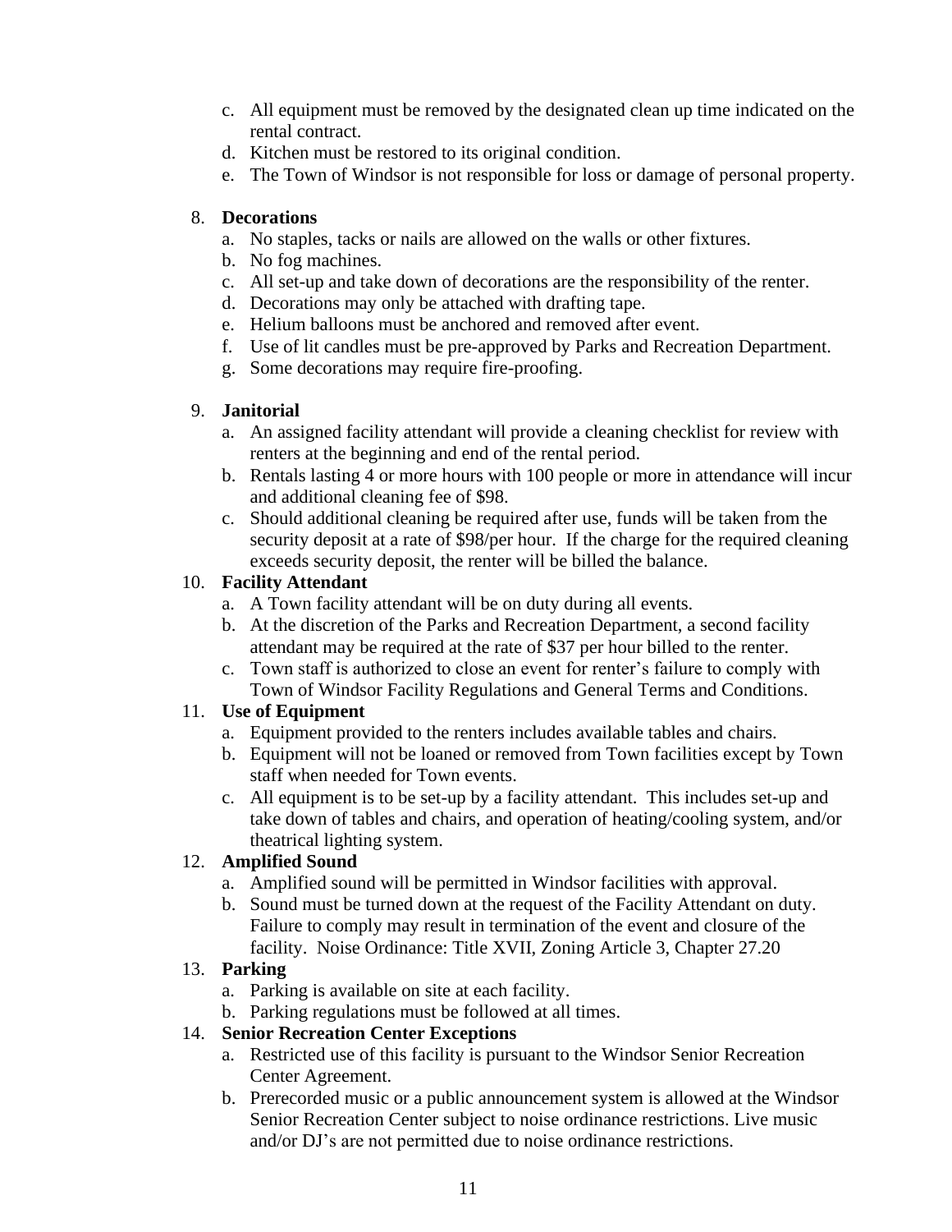c. All equipment must be removed by the designated clean up time indicated on the rental contract.
d. Kitchen must be restored to its original condition.
e. The Town of Windsor is not responsible for loss or damage of personal property.

8. **Decorations**
   a. No staples, tacks or nails are allowed on the walls or other fixtures.
   b. No fog machines.
   c. All set-up and take down of decorations are the responsibility of the renter.
   d. Decorations may only be attached with drafting tape.
   e. Helium balloons must be anchored and removed after event.
   f. Use of lit candles must be pre-approved by Parks and Recreation Department.
   g. Some decorations may require fire-proofing.

9. **Janitorial**
   a. An assigned facility attendant will provide a cleaning checklist for review with renters at the beginning and end of the rental period.
   b. Rentals lasting 4 or more hours with 100 people or more in attendance will incur and additional cleaning fee of $98.
   c. Should additional cleaning be required after use, funds will be taken from the security deposit at a rate of $98/per hour. If the charge for the required cleaning exceeds security deposit, the renter will be billed the balance.

10. **Facility Attendant**
    a. A Town facility attendant will be on duty during all events.
    b. At the discretion of the Parks and Recreation Department, a second facility attendant may be required at the rate of $37 per hour billed to the renter.
    c. Town staff is authorized to close an event for renter's failure to comply with Town of Windsor Facility Regulations and General Terms and Conditions.

11. **Use of Equipment**
    a. Equipment provided to the renters includes available tables and chairs.
    b. Equipment will not be loaned or removed from Town facilities except by Town staff when needed for Town events.
    c. All equipment is to be set-up by a facility attendant. This includes set-up and take down of tables and chairs, and operation of heating/cooling system, and/or theatrical lighting system.

12. **Amplified Sound**
    a. Amplified sound will be permitted in Windsor facilities with approval.
    b. Sound must be turned down at the request of the Facility Attendant on duty. Failure to comply may result in termination of the event and closure of the facility. Noise Ordinance: Title XVII, Zoning Article 3, Chapter 27.20

13. **Parking**
    a. Parking is available on site at each facility.
    b. Parking regulations must be followed at all times.

14. **Senior Recreation Center Exceptions**
    a. Restricted use of this facility is pursuant to the Windsor Senior Recreation Center Agreement.
    b. Prerecorded music or a public announcement system is allowed at the Windsor Senior Recreation Center subject to noise ordinance restrictions. Live music and/or DJ's are not permitted due to noise ordinance restrictions.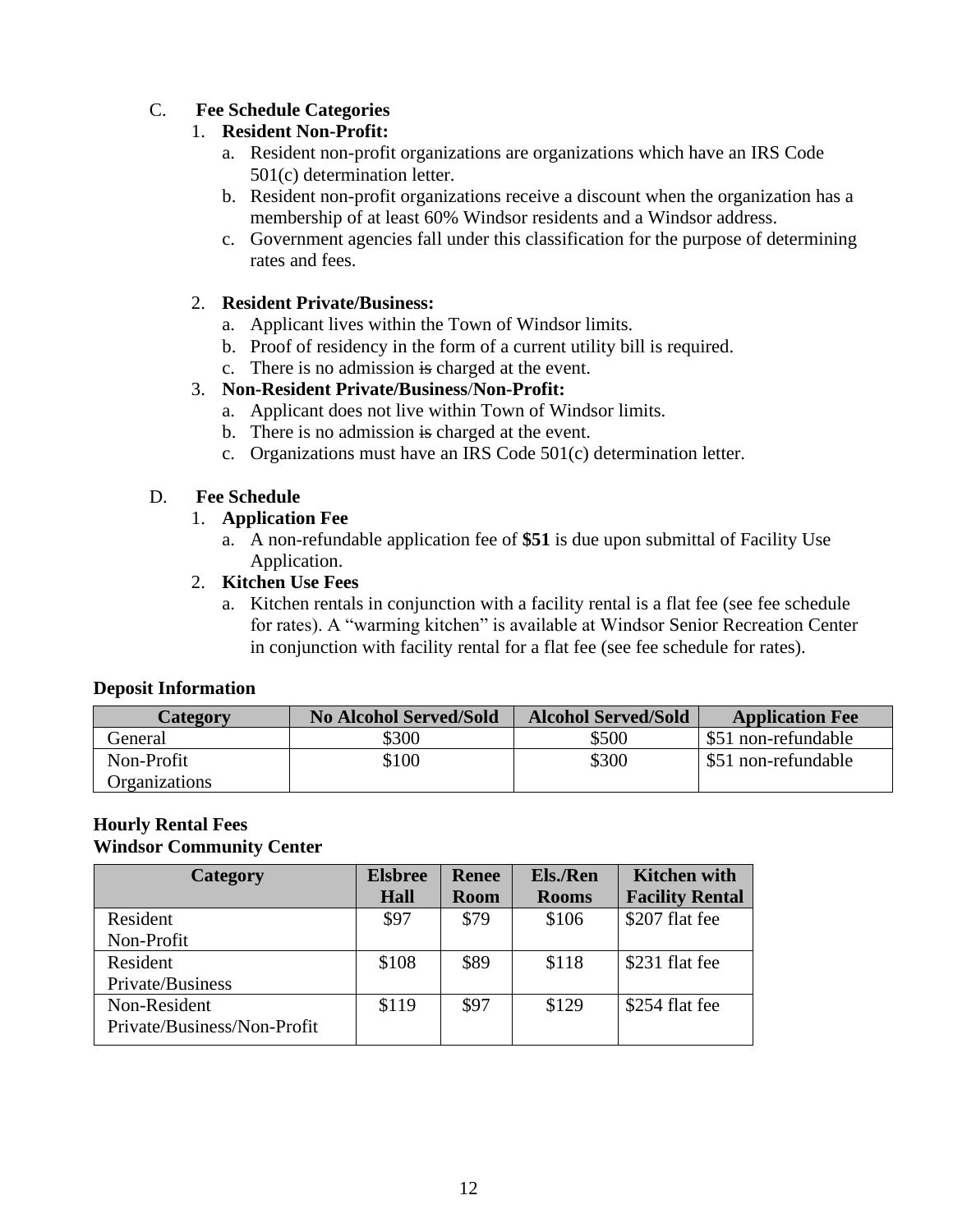C. **Fee Schedule Categories**

1. **Resident Non-Profit:**
   a. Resident non-profit organizations are organizations which have an IRS Code 501(c) determination letter.
   b. Resident non-profit organizations receive a discount when the organization has a membership of at least 60% Windsor residents and a Windsor address.
   c. Government agencies fall under this classification for the purpose of determining rates and fees.

2. **Resident Private/Business:**
   a. Applicant lives within the Town of Windsor limits.
   b. Proof of residency in the form of a current utility bill is required.
   c. There is no admission ~~is~~ charged at the event.

3. **Non-Resident Private/Business/Non-Profit:**
   a. Applicant does not live within Town of Windsor limits.
   b. There is no admission ~~is~~ charged at the event.
   c. Organizations must have an IRS Code 501(c) determination letter.

D. **Fee Schedule**

1. **Application Fee**
   a. A non-refundable application fee of **$51** is due upon submittal of Facility Use Application.

2. **Kitchen Use Fees**
   a. Kitchen rentals in conjunction with a facility rental is a flat fee (see fee schedule for rates). A "warming kitchen" is available at Windsor Senior Recreation Center in conjunction with facility rental for a flat fee (see fee schedule for rates).

**Deposit Information**

| Category | No Alcohol Served/Sold | Alcohol Served/Sold | Application Fee |
|---|---|---|---|
| General | $300 | $500 | $51 non-refundable |
| Non-Profit Organizations | $100 | $300 | $51 non-refundable |

**Hourly Rental Fees**
**Windsor Community Center**

| Category | Elsbree Hall | Renee Room | Els./Ren Rooms | Kitchen with Facility Rental |
|---|---|---|---|---|
| Resident Non-Profit | $97 | $79 | $106 | $207 flat fee |
| Resident Private/Business | $108 | $89 | $118 | $231 flat fee |
| Non-Resident Private/Business/Non-Profit | $119 | $97 | $129 | $254 flat fee |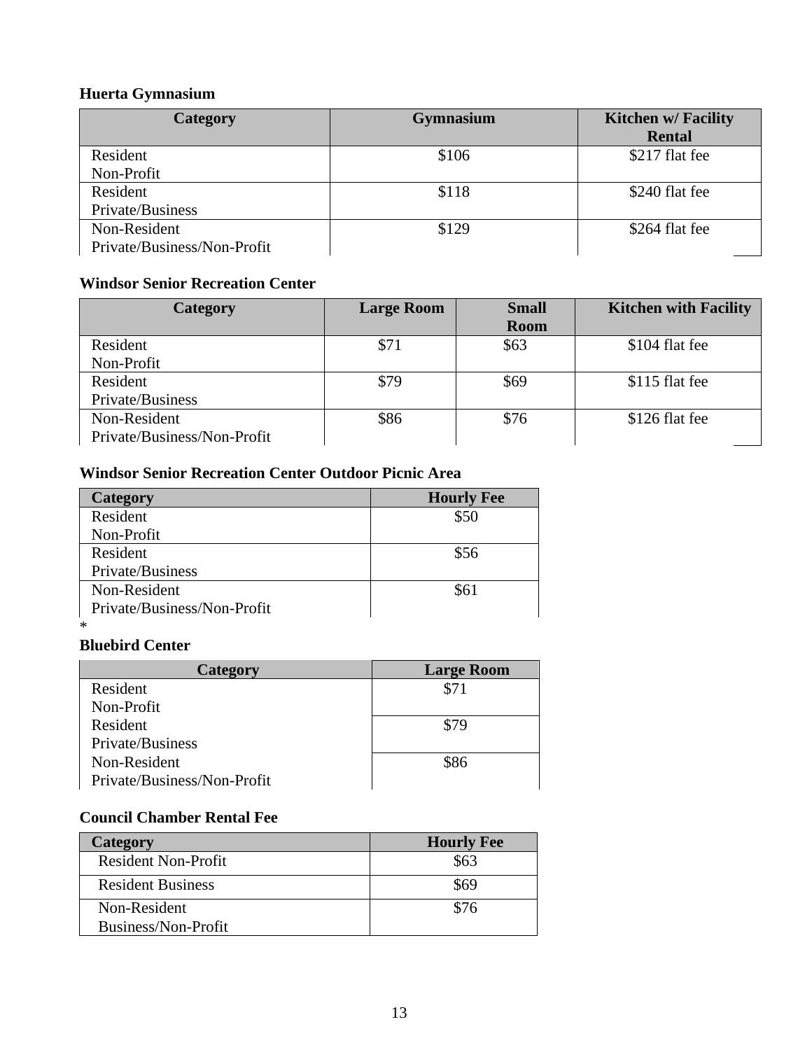**Huerta Gymnasium**

| Category | Gymnasium | Kitchen w/ Facility Rental |
|---|---|---|
| Resident Non-Profit | $106 | $217 flat fee |
| Resident Private/Business | $118 | $240 flat fee |
| Non-Resident Private/Business/Non-Profit | $129 | $264 flat fee |

**Windsor Senior Recreation Center**

| Category | Large Room | Small Room | Kitchen with Facility |
|---|---|---|---|
| Resident Non-Profit | $71 | $63 | $104 flat fee |
| Resident Private/Business | $79 | $69 | $115 flat fee |
| Non-Resident Private/Business/Non-Profit | $86 | $76 | $126 flat fee |

**Windsor Senior Recreation Center Outdoor Picnic Area**

| Category | Hourly Fee |
|---|---|
| Resident Non-Profit | $50 |
| Resident Private/Business | $56 |
| Non-Resident Private/Business/Non-Profit | $61 |

*

**Bluebird Center**

| Category | Large Room |
|---|---|
| Resident Non-Profit | $71 |
| Resident Private/Business | $79 |
| Non-Resident Private/Business/Non-Profit | $86 |

**Council Chamber Rental Fee**

| Category | Hourly Fee |
|---|---|
| Resident Non-Profit | $63 |
| Resident Business | $69 |
| Non-Resident Business/Non-Profit | $76 |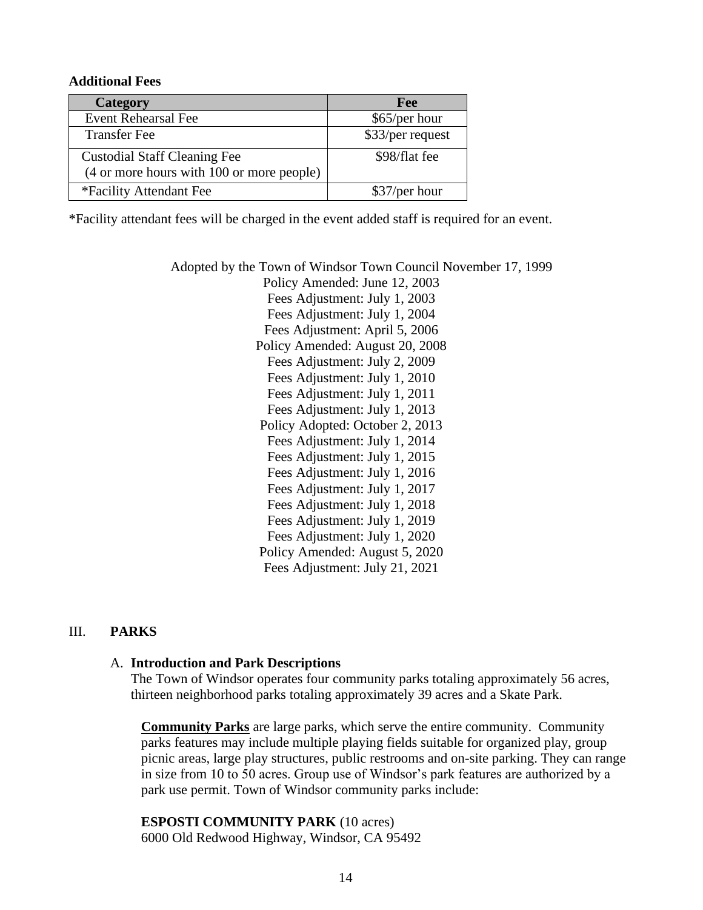**Additional Fees**

| Category | Fee |
|---|---|
| Event Rehearsal Fee | $65/per hour |
| Transfer Fee | $33/per request |
| Custodial Staff Cleaning Fee (4 or more hours with 100 or more people) | $98/flat fee |
| *Facility Attendant Fee | $37/per hour |

*Facility attendant fees will be charged in the event added staff is required for an event.

Adopted by the Town of Windsor Town Council November 17, 1999
Policy Amended: June 12, 2003
Fees Adjustment: July 1, 2003
Fees Adjustment: July 1, 2004
Fees Adjustment: April 5, 2006
Policy Amended: August 20, 2008
Fees Adjustment: July 2, 2009
Fees Adjustment: July 1, 2010
Fees Adjustment: July 1, 2011
Fees Adjustment: July 1, 2013
Policy Adopted: October 2, 2013
Fees Adjustment: July 1, 2014
Fees Adjustment: July 1, 2015
Fees Adjustment: July 1, 2016
Fees Adjustment: July 1, 2017
Fees Adjustment: July 1, 2018
Fees Adjustment: July 1, 2019
Fees Adjustment: July 1, 2020
Policy Amended: August 5, 2020
Fees Adjustment: July 21, 2021

## III. PARKS

### A. Introduction and Park Descriptions

The Town of Windsor operates four community parks totaling approximately 56 acres, thirteen neighborhood parks totaling approximately 39 acres and a Skate Park.

**Community Parks** are large parks, which serve the entire community. Community parks features may include multiple playing fields suitable for organized play, group picnic areas, large play structures, public restrooms and on-site parking. They can range in size from 10 to 50 acres. Group use of Windsor's park features are authorized by a park use permit. Town of Windsor community parks include:

**ESPOSTI COMMUNITY PARK** (10 acres)
6000 Old Redwood Highway, Windsor, CA 95492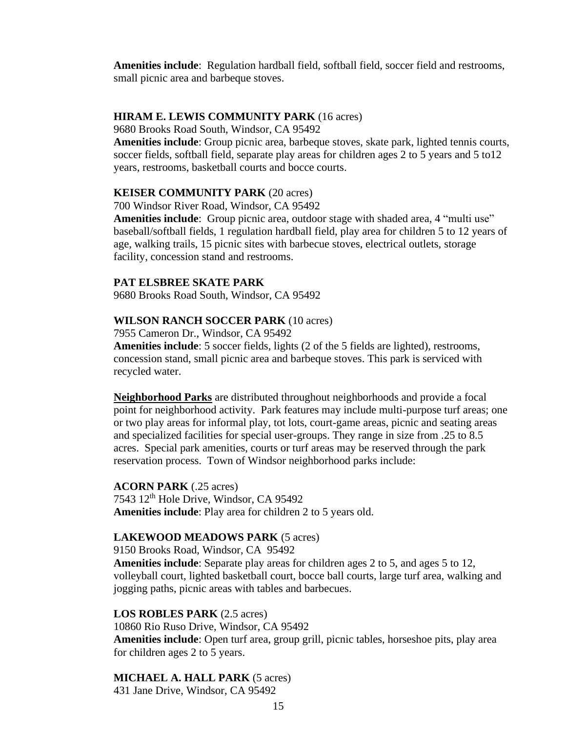**Amenities include**: Regulation hardball field, softball field, soccer field and restrooms, small picnic area and barbeque stoves.

**HIRAM E. LEWIS COMMUNITY PARK** (16 acres)
9680 Brooks Road South, Windsor, CA 95492
**Amenities include**: Group picnic area, barbeque stoves, skate park, lighted tennis courts, soccer fields, softball field, separate play areas for children ages 2 to 5 years and 5 to12 years, restrooms, basketball courts and bocce courts.

**KEISER COMMUNITY PARK** (20 acres)
700 Windsor River Road, Windsor, CA 95492
**Amenities include**: Group picnic area, outdoor stage with shaded area, 4 "multi use" baseball/softball fields, 1 regulation hardball field, play area for children 5 to 12 years of age, walking trails, 15 picnic sites with barbecue stoves, electrical outlets, storage facility, concession stand and restrooms.

**PAT ELSBREE SKATE PARK**
9680 Brooks Road South, Windsor, CA 95492

**WILSON RANCH SOCCER PARK** (10 acres)
7955 Cameron Dr., Windsor, CA 95492
**Amenities include**: 5 soccer fields, lights (2 of the 5 fields are lighted), restrooms, concession stand, small picnic area and barbeque stoves. This park is serviced with recycled water.

**<u>Neighborhood Parks</u>** are distributed throughout neighborhoods and provide a focal point for neighborhood activity. Park features may include multi-purpose turf areas; one or two play areas for informal play, tot lots, court-game areas, picnic and seating areas and specialized facilities for special user-groups. They range in size from .25 to 8.5 acres. Special park amenities, courts or turf areas may be reserved through the park reservation process. Town of Windsor neighborhood parks include:

**ACORN PARK** (.25 acres)
7543 12th Hole Drive, Windsor, CA 95492
**Amenities include**: Play area for children 2 to 5 years old.

**LAKEWOOD MEADOWS PARK** (5 acres)
9150 Brooks Road, Windsor, CA 95492
**Amenities include**: Separate play areas for children ages 2 to 5, and ages 5 to 12, volleyball court, lighted basketball court, bocce ball courts, large turf area, walking and jogging paths, picnic areas with tables and barbecues.

**LOS ROBLES PARK** (2.5 acres)
10860 Rio Ruso Drive, Windsor, CA 95492
**Amenities include**: Open turf area, group grill, picnic tables, horseshoe pits, play area for children ages 2 to 5 years.

**MICHAEL A. HALL PARK** (5 acres)
431 Jane Drive, Windsor, CA 95492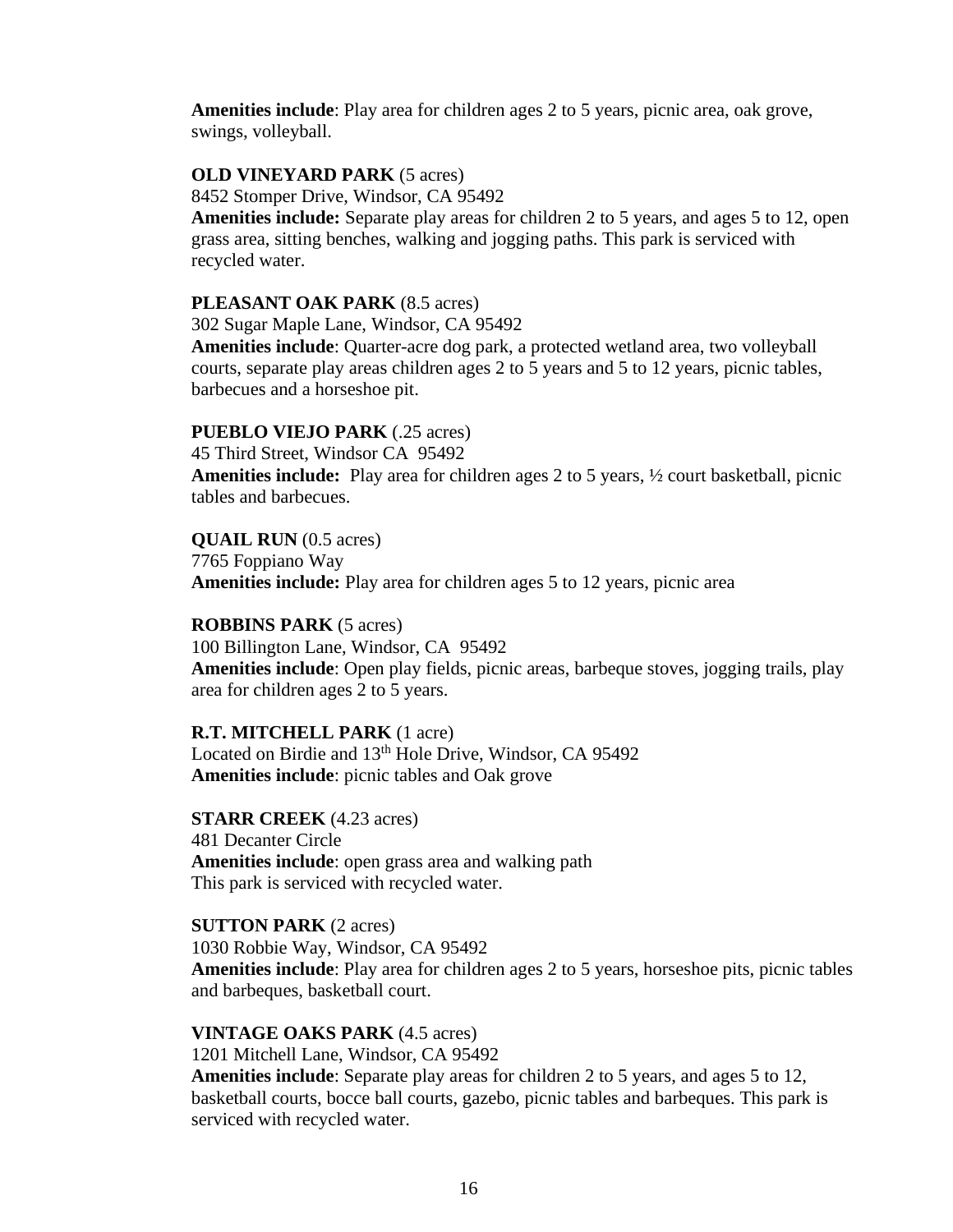**Amenities include**: Play area for children ages 2 to 5 years, picnic area, oak grove, swings, volleyball.

**OLD VINEYARD PARK** (5 acres)
8452 Stomper Drive, Windsor, CA 95492
**Amenities include:** Separate play areas for children 2 to 5 years, and ages 5 to 12, open grass area, sitting benches, walking and jogging paths. This park is serviced with recycled water.

**PLEASANT OAK PARK** (8.5 acres)
302 Sugar Maple Lane, Windsor, CA 95492
**Amenities include**: Quarter-acre dog park, a protected wetland area, two volleyball courts, separate play areas children ages 2 to 5 years and 5 to 12 years, picnic tables, barbecues and a horseshoe pit.

**PUEBLO VIEJO PARK** (.25 acres)
45 Third Street, Windsor CA 95492
**Amenities include:** Play area for children ages 2 to 5 years, ½ court basketball, picnic tables and barbecues.

**QUAIL RUN** (0.5 acres)
7765 Foppiano Way
**Amenities include:** Play area for children ages 5 to 12 years, picnic area

**ROBBINS PARK** (5 acres)
100 Billington Lane, Windsor, CA 95492
**Amenities include**: Open play fields, picnic areas, barbeque stoves, jogging trails, play area for children ages 2 to 5 years.

**R.T. MITCHELL PARK** (1 acre)
Located on Birdie and 13th Hole Drive, Windsor, CA 95492
**Amenities include**: picnic tables and Oak grove

**STARR CREEK** (4.23 acres)
481 Decanter Circle
**Amenities include**: open grass area and walking path
This park is serviced with recycled water.

**SUTTON PARK** (2 acres)
1030 Robbie Way, Windsor, CA 95492
**Amenities include**: Play area for children ages 2 to 5 years, horseshoe pits, picnic tables and barbeques, basketball court.

**VINTAGE OAKS PARK** (4.5 acres)
1201 Mitchell Lane, Windsor, CA 95492
**Amenities include**: Separate play areas for children 2 to 5 years, and ages 5 to 12, basketball courts, bocce ball courts, gazebo, picnic tables and barbeques. This park is serviced with recycled water.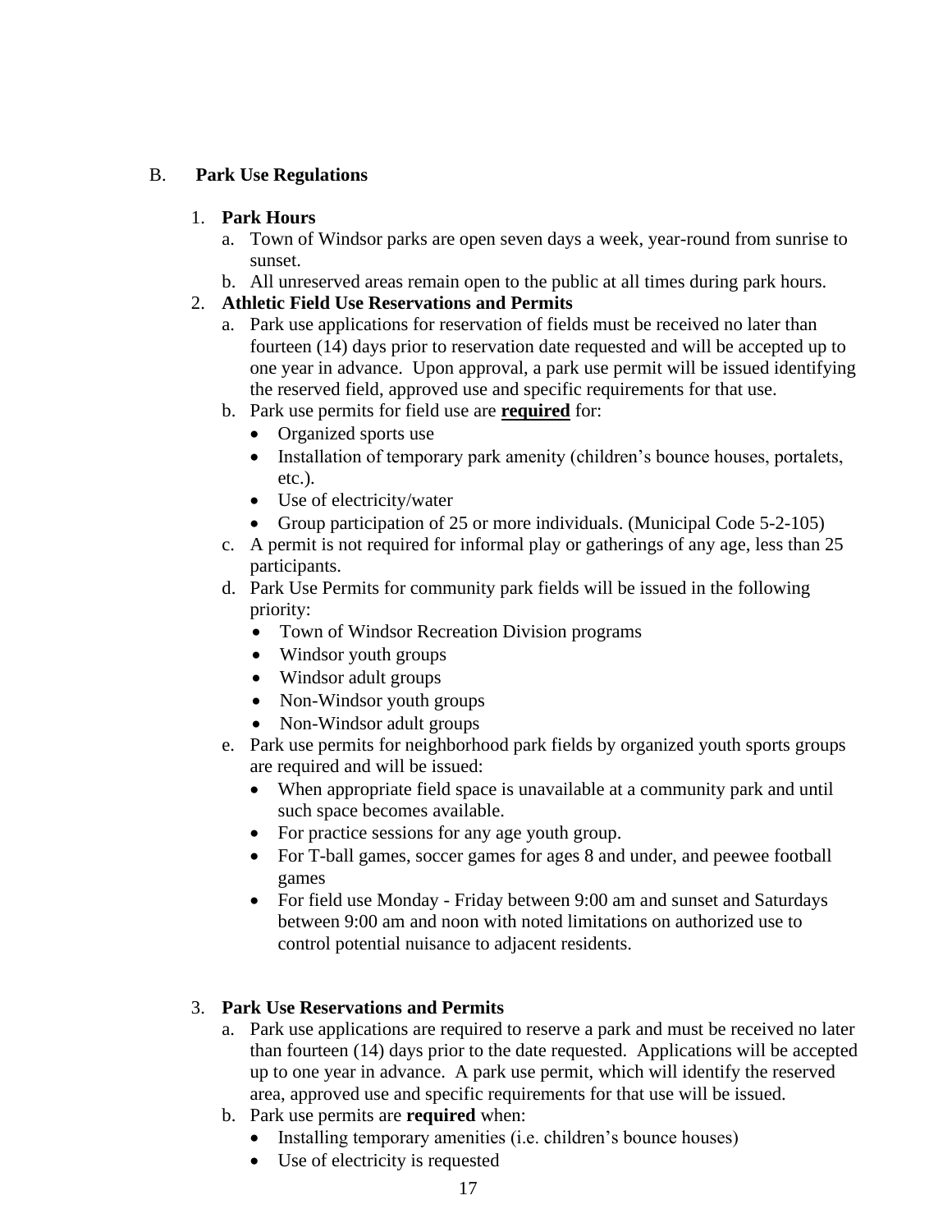## B. Park Use Regulations

1. **Park Hours**
   a. Town of Windsor parks are open seven days a week, year-round from sunrise to sunset.
   b. All unreserved areas remain open to the public at all times during park hours.
2. **Athletic Field Use Reservations and Permits**
   a. Park use applications for reservation of fields must be received no later than fourteen (14) days prior to reservation date requested and will be accepted up to one year in advance. Upon approval, a park use permit will be issued identifying the reserved field, approved use and specific requirements for that use.
   b. Park use permits for field use are **<u>required</u>** for:
      - Organized sports use
      - Installation of temporary park amenity (children's bounce houses, portalets, etc.).
      - Use of electricity/water
      - Group participation of 25 or more individuals. (Municipal Code 5-2-105)
   c. A permit is not required for informal play or gatherings of any age, less than 25 participants.
   d. Park Use Permits for community park fields will be issued in the following priority:
      - Town of Windsor Recreation Division programs
      - Windsor youth groups
      - Windsor adult groups
      - Non-Windsor youth groups
      - Non-Windsor adult groups
   e. Park use permits for neighborhood park fields by organized youth sports groups are required and will be issued:
      - When appropriate field space is unavailable at a community park and until such space becomes available.
      - For practice sessions for any age youth group.
      - For T-ball games, soccer games for ages 8 and under, and peewee football games
      - For field use Monday - Friday between 9:00 am and sunset and Saturdays between 9:00 am and noon with noted limitations on authorized use to control potential nuisance to adjacent residents.

3. **Park Use Reservations and Permits**
   a. Park use applications are required to reserve a park and must be received no later than fourteen (14) days prior to the date requested. Applications will be accepted up to one year in advance. A park use permit, which will identify the reserved area, approved use and specific requirements for that use will be issued.
   b. Park use permits are **required** when:
      - Installing temporary amenities (i.e. children's bounce houses)
      - Use of electricity is requested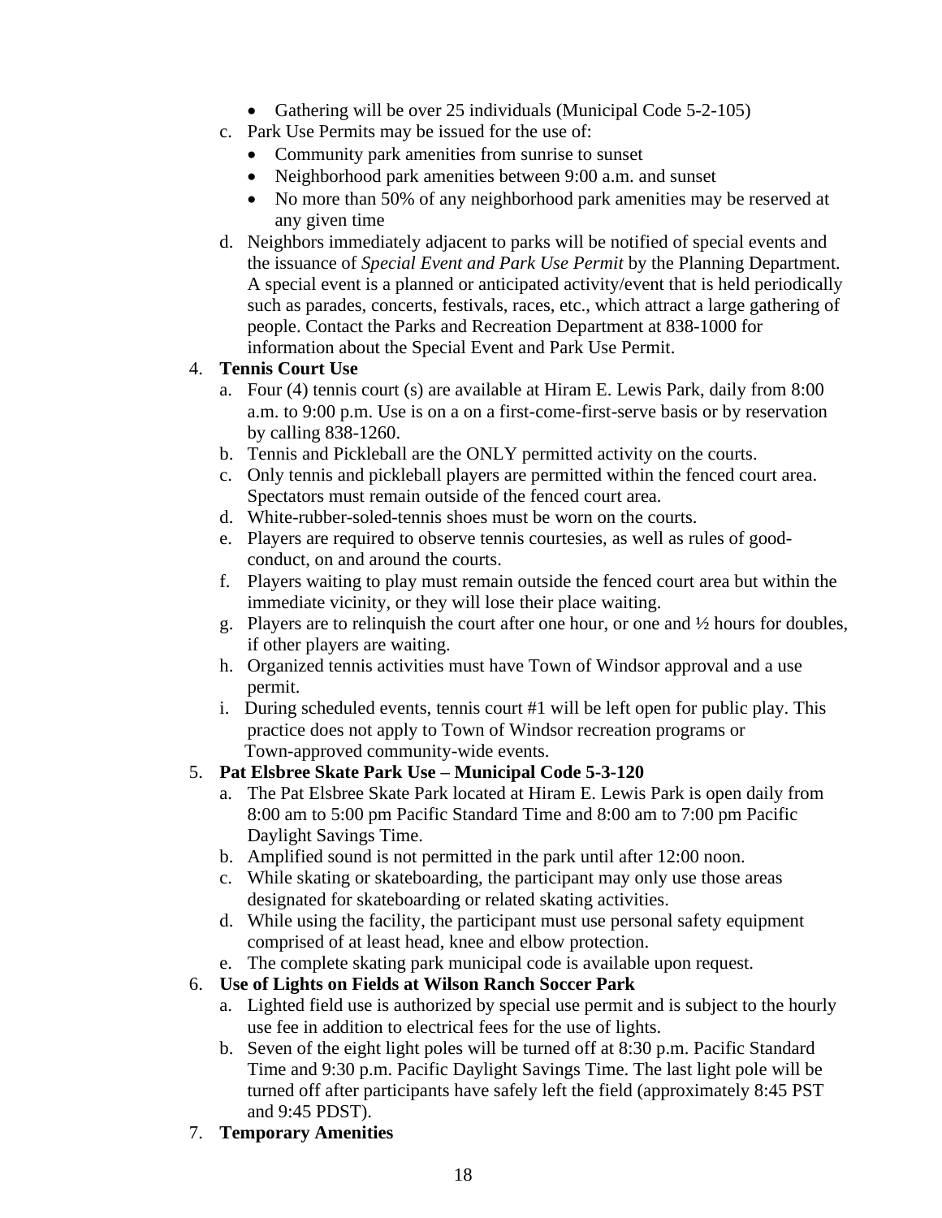- Gathering will be over 25 individuals (Municipal Code 5-2-105)

c. Park Use Permits may be issued for the use of:
   - Community park amenities from sunrise to sunset
   - Neighborhood park amenities between 9:00 a.m. and sunset
   - No more than 50% of any neighborhood park amenities may be reserved at any given time

d. Neighbors immediately adjacent to parks will be notified of special events and the issuance of *Special Event and Park Use Permit* by the Planning Department. A special event is a planned or anticipated activity/event that is held periodically such as parades, concerts, festivals, races, etc., which attract a large gathering of people. Contact the Parks and Recreation Department at 838-1000 for information about the Special Event and Park Use Permit.

4. **Tennis Court Use**
   a. Four (4) tennis court (s) are available at Hiram E. Lewis Park, daily from 8:00 a.m. to 9:00 p.m. Use is on a on a first-come-first-serve basis or by reservation by calling 838-1260.
   b. Tennis and Pickleball are the ONLY permitted activity on the courts.
   c. Only tennis and pickleball players are permitted within the fenced court area. Spectators must remain outside of the fenced court area.
   d. White-rubber-soled-tennis shoes must be worn on the courts.
   e. Players are required to observe tennis courtesies, as well as rules of good-conduct, on and around the courts.
   f. Players waiting to play must remain outside the fenced court area but within the immediate vicinity, or they will lose their place waiting.
   g. Players are to relinquish the court after one hour, or one and ½ hours for doubles, if other players are waiting.
   h. Organized tennis activities must have Town of Windsor approval and a use permit.
   i. During scheduled events, tennis court #1 will be left open for public play. This practice does not apply to Town of Windsor recreation programs or Town-approved community-wide events.

5. **Pat Elsbree Skate Park Use – Municipal Code 5-3-120**
   a. The Pat Elsbree Skate Park located at Hiram E. Lewis Park is open daily from 8:00 am to 5:00 pm Pacific Standard Time and 8:00 am to 7:00 pm Pacific Daylight Savings Time.
   b. Amplified sound is not permitted in the park until after 12:00 noon.
   c. While skating or skateboarding, the participant may only use those areas designated for skateboarding or related skating activities.
   d. While using the facility, the participant must use personal safety equipment comprised of at least head, knee and elbow protection.
   e. The complete skating park municipal code is available upon request.

6. **Use of Lights on Fields at Wilson Ranch Soccer Park**
   a. Lighted field use is authorized by special use permit and is subject to the hourly use fee in addition to electrical fees for the use of lights.
   b. Seven of the eight light poles will be turned off at 8:30 p.m. Pacific Standard Time and 9:30 p.m. Pacific Daylight Savings Time. The last light pole will be turned off after participants have safely left the field (approximately 8:45 PST and 9:45 PDST).

7. **Temporary Amenities**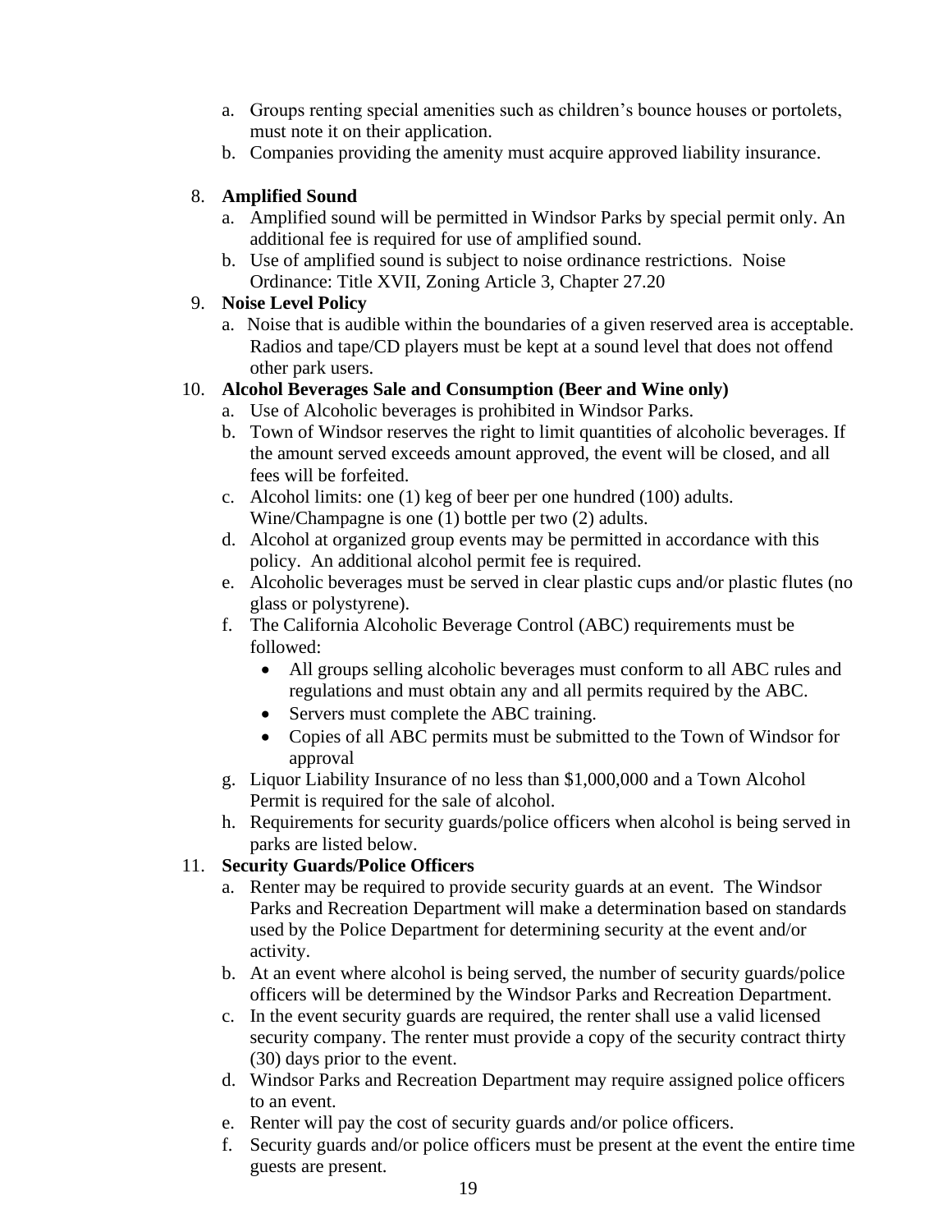a. Groups renting special amenities such as children's bounce houses or portolets, must note it on their application.
   b. Companies providing the amenity must acquire approved liability insurance.

8. **Amplified Sound**
   a. Amplified sound will be permitted in Windsor Parks by special permit only. An additional fee is required for use of amplified sound.
   b. Use of amplified sound is subject to noise ordinance restrictions. Noise Ordinance: Title XVII, Zoning Article 3, Chapter 27.20
9. **Noise Level Policy**
   a. Noise that is audible within the boundaries of a given reserved area is acceptable. Radios and tape/CD players must be kept at a sound level that does not offend other park users.
10. **Alcohol Beverages Sale and Consumption (Beer and Wine only)**
    a. Use of Alcoholic beverages is prohibited in Windsor Parks.
    b. Town of Windsor reserves the right to limit quantities of alcoholic beverages. If the amount served exceeds amount approved, the event will be closed, and all fees will be forfeited.
    c. Alcohol limits: one (1) keg of beer per one hundred (100) adults. Wine/Champagne is one (1) bottle per two (2) adults.
    d. Alcohol at organized group events may be permitted in accordance with this policy. An additional alcohol permit fee is required.
    e. Alcoholic beverages must be served in clear plastic cups and/or plastic flutes (no glass or polystyrene).
    f. The California Alcoholic Beverage Control (ABC) requirements must be followed:
       - All groups selling alcoholic beverages must conform to all ABC rules and regulations and must obtain any and all permits required by the ABC.
       - Servers must complete the ABC training.
       - Copies of all ABC permits must be submitted to the Town of Windsor for approval
    g. Liquor Liability Insurance of no less than $1,000,000 and a Town Alcohol Permit is required for the sale of alcohol.
    h. Requirements for security guards/police officers when alcohol is being served in parks are listed below.
11. **Security Guards/Police Officers**
    a. Renter may be required to provide security guards at an event. The Windsor Parks and Recreation Department will make a determination based on standards used by the Police Department for determining security at the event and/or activity.
    b. At an event where alcohol is being served, the number of security guards/police officers will be determined by the Windsor Parks and Recreation Department.
    c. In the event security guards are required, the renter shall use a valid licensed security company. The renter must provide a copy of the security contract thirty (30) days prior to the event.
    d. Windsor Parks and Recreation Department may require assigned police officers to an event.
    e. Renter will pay the cost of security guards and/or police officers.
    f. Security guards and/or police officers must be present at the event the entire time guests are present.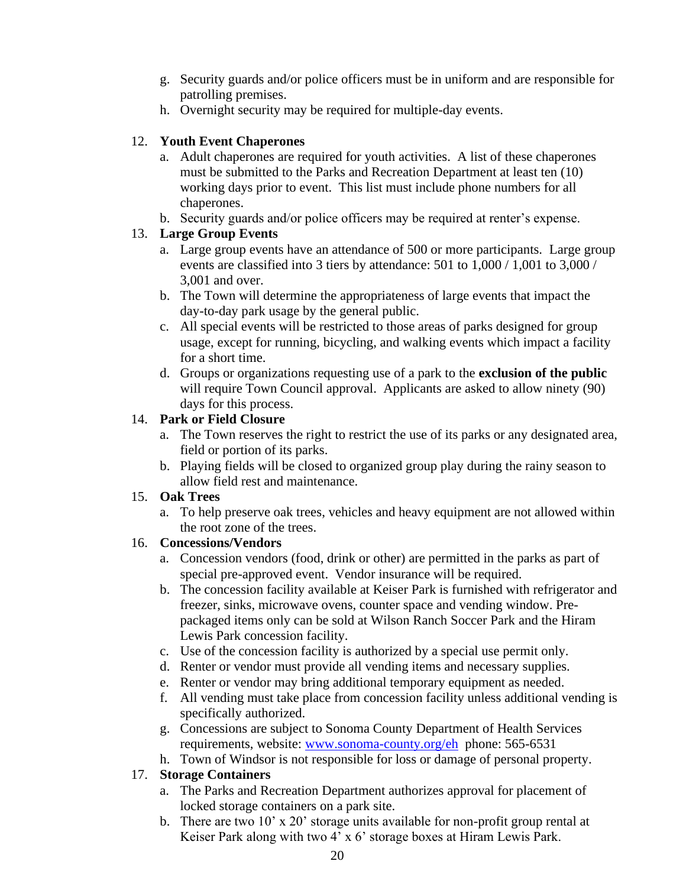g. Security guards and/or police officers must be in uniform and are responsible for patrolling premises.
h. Overnight security may be required for multiple-day events.

12. **Youth Event Chaperones**
    a. Adult chaperones are required for youth activities. A list of these chaperones must be submitted to the Parks and Recreation Department at least ten (10) working days prior to event. This list must include phone numbers for all chaperones.
    b. Security guards and/or police officers may be required at renter's expense.
13. **Large Group Events**
    a. Large group events have an attendance of 500 or more participants. Large group events are classified into 3 tiers by attendance: 501 to 1,000 / 1,001 to 3,000 / 3,001 and over.
    b. The Town will determine the appropriateness of large events that impact the day-to-day park usage by the general public.
    c. All special events will be restricted to those areas of parks designed for group usage, except for running, bicycling, and walking events which impact a facility for a short time.
    d. Groups or organizations requesting use of a park to the **exclusion of the public** will require Town Council approval. Applicants are asked to allow ninety (90) days for this process.
14. **Park or Field Closure**
    a. The Town reserves the right to restrict the use of its parks or any designated area, field or portion of its parks.
    b. Playing fields will be closed to organized group play during the rainy season to allow field rest and maintenance.
15. **Oak Trees**
    a. To help preserve oak trees, vehicles and heavy equipment are not allowed within the root zone of the trees.
16. **Concessions/Vendors**
    a. Concession vendors (food, drink or other) are permitted in the parks as part of special pre-approved event. Vendor insurance will be required.
    b. The concession facility available at Keiser Park is furnished with refrigerator and freezer, sinks, microwave ovens, counter space and vending window. Pre-packaged items only can be sold at Wilson Ranch Soccer Park and the Hiram Lewis Park concession facility.
    c. Use of the concession facility is authorized by a special use permit only.
    d. Renter or vendor must provide all vending items and necessary supplies.
    e. Renter or vendor may bring additional temporary equipment as needed.
    f. All vending must take place from concession facility unless additional vending is specifically authorized.
    g. Concessions are subject to Sonoma County Department of Health Services requirements, website: [www.sonoma-county.org/eh](http://www.sonoma-county.org/eh) phone: 565-6531
    h. Town of Windsor is not responsible for loss or damage of personal property.
17. **Storage Containers**
    a. The Parks and Recreation Department authorizes approval for placement of locked storage containers on a park site.
    b. There are two 10' x 20' storage units available for non-profit group rental at Keiser Park along with two 4' x 6' storage boxes at Hiram Lewis Park.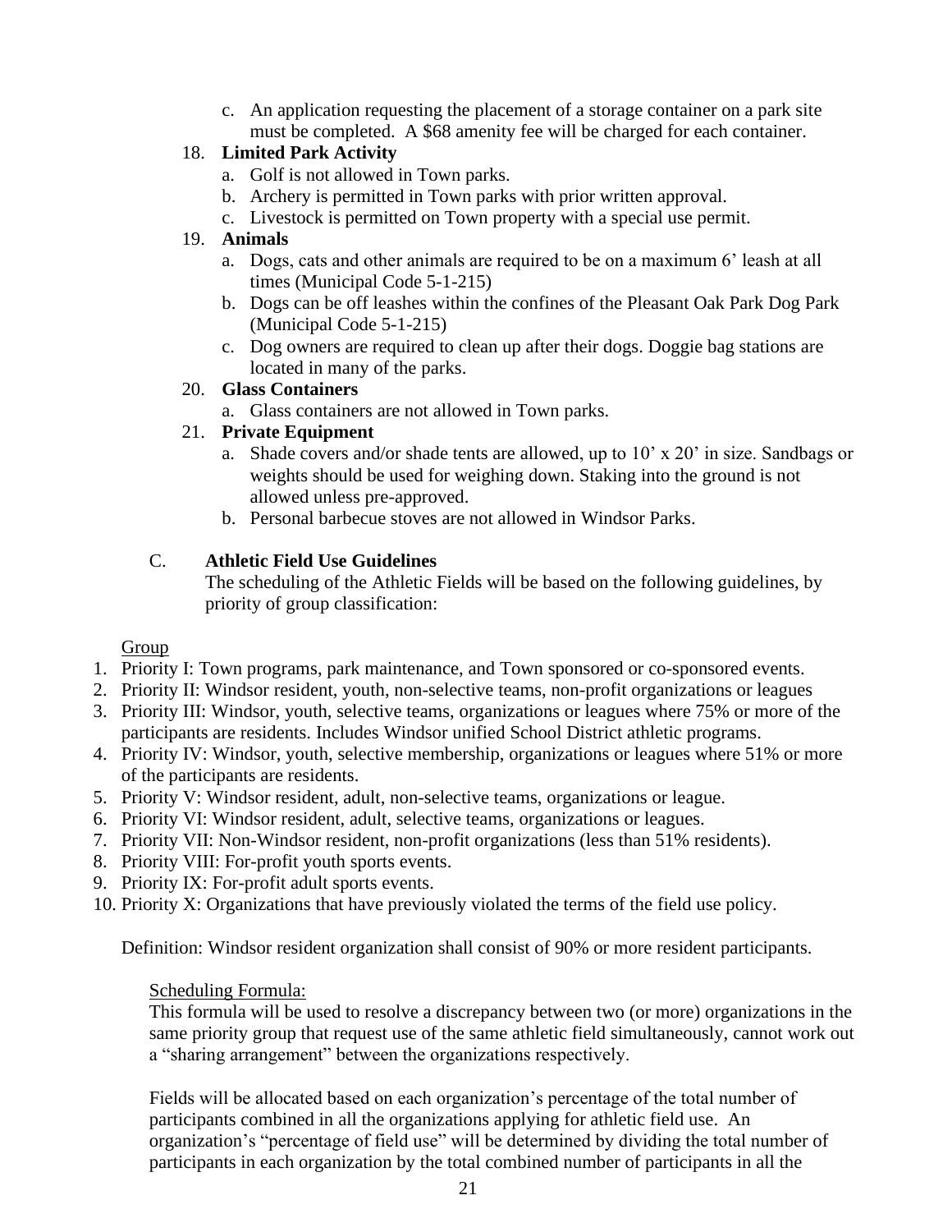c. An application requesting the placement of a storage container on a park site must be completed. A $68 amenity fee will be charged for each container.

18. **Limited Park Activity**
    a. Golf is not allowed in Town parks.
    b. Archery is permitted in Town parks with prior written approval.
    c. Livestock is permitted on Town property with a special use permit.

19. **Animals**
    a. Dogs, cats and other animals are required to be on a maximum 6' leash at all times (Municipal Code 5-1-215)
    b. Dogs can be off leashes within the confines of the Pleasant Oak Park Dog Park (Municipal Code 5-1-215)
    c. Dog owners are required to clean up after their dogs. Doggie bag stations are located in many of the parks.

20. **Glass Containers**
    a. Glass containers are not allowed in Town parks.

21. **Private Equipment**
    a. Shade covers and/or shade tents are allowed, up to 10' x 20' in size. Sandbags or weights should be used for weighing down. Staking into the ground is not allowed unless pre-approved.
    b. Personal barbecue stoves are not allowed in Windsor Parks.

C. **Athletic Field Use Guidelines**

The scheduling of the Athletic Fields will be based on the following guidelines, by priority of group classification:

Group

1. Priority I: Town programs, park maintenance, and Town sponsored or co-sponsored events.
2. Priority II: Windsor resident, youth, non-selective teams, non-profit organizations or leagues
3. Priority III: Windsor, youth, selective teams, organizations or leagues where 75% or more of the participants are residents. Includes Windsor unified School District athletic programs.
4. Priority IV: Windsor, youth, selective membership, organizations or leagues where 51% or more of the participants are residents.
5. Priority V: Windsor resident, adult, non-selective teams, organizations or league.
6. Priority VI: Windsor resident, adult, selective teams, organizations or leagues.
7. Priority VII: Non-Windsor resident, non-profit organizations (less than 51% residents).
8. Priority VIII: For-profit youth sports events.
9. Priority IX: For-profit adult sports events.
10. Priority X: Organizations that have previously violated the terms of the field use policy.

Definition: Windsor resident organization shall consist of 90% or more resident participants.

Scheduling Formula:

This formula will be used to resolve a discrepancy between two (or more) organizations in the same priority group that request use of the same athletic field simultaneously, cannot work out a "sharing arrangement" between the organizations respectively.

Fields will be allocated based on each organization's percentage of the total number of participants combined in all the organizations applying for athletic field use. An organization's "percentage of field use" will be determined by dividing the total number of participants in each organization by the total combined number of participants in all the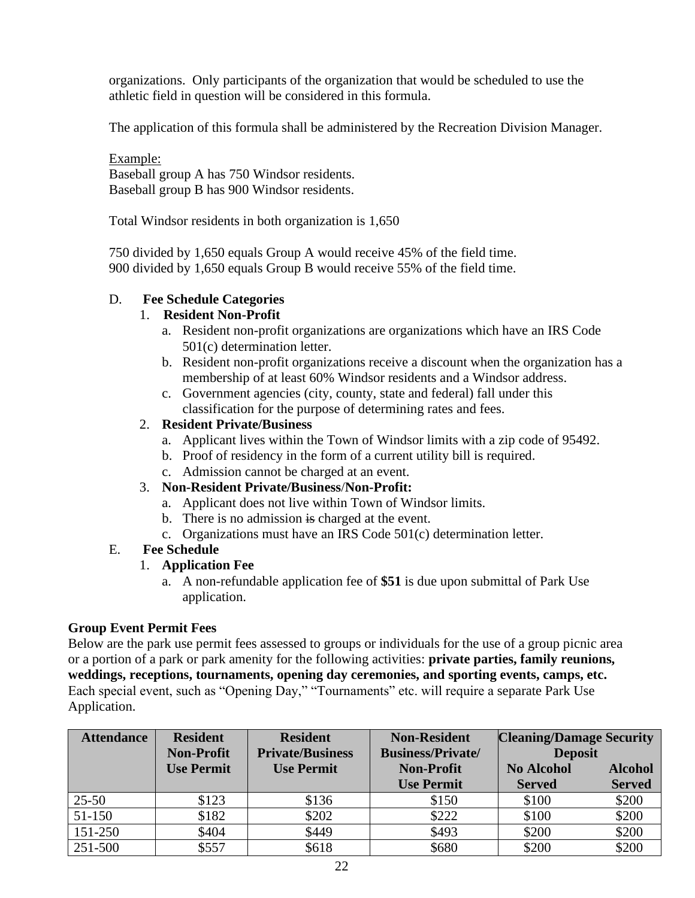organizations. Only participants of the organization that would be scheduled to use the athletic field in question will be considered in this formula.

The application of this formula shall be administered by the Recreation Division Manager.

Example:
Baseball group A has 750 Windsor residents.
Baseball group B has 900 Windsor residents.

Total Windsor residents in both organization is 1,650

750 divided by 1,650 equals Group A would receive 45% of the field time.
900 divided by 1,650 equals Group B would receive 55% of the field time.

D. **Fee Schedule Categories**

1. **Resident Non-Profit**
   a. Resident non-profit organizations are organizations which have an IRS Code 501(c) determination letter.
   b. Resident non-profit organizations receive a discount when the organization has a membership of at least 60% Windsor residents and a Windsor address.
   c. Government agencies (city, county, state and federal) fall under this classification for the purpose of determining rates and fees.
2. **Resident Private/Business**
   a. Applicant lives within the Town of Windsor limits with a zip code of 95492.
   b. Proof of residency in the form of a current utility bill is required.
   c. Admission cannot be charged at an event.
3. **Non-Resident Private/Business/Non-Profit:**
   a. Applicant does not live within Town of Windsor limits.
   b. There is no admission ~~is~~ charged at the event.
   c. Organizations must have an IRS Code 501(c) determination letter.

E. **Fee Schedule**

1. **Application Fee**
   a. A non-refundable application fee of **$51** is due upon submittal of Park Use application.

**Group Event Permit Fees**

Below are the park use permit fees assessed to groups or individuals for the use of a group picnic area or a portion of a park or park amenity for the following activities: **private parties, family reunions, weddings, receptions, tournaments, opening day ceremonies, and sporting events, camps, etc.** Each special event, such as "Opening Day," "Tournaments" etc. will require a separate Park Use Application.

| Attendance | Resident Non-Profit Use Permit | Resident Private/Business Use Permit | Non-Resident Business/Private/ Non-Profit Use Permit | Cleaning/Damage Security Deposit | |
|---|---|---|---|---|---|
| | | | | No Alcohol Served | Alcohol Served |
| 25-50 | $123 | $136 | $150 | $100 | $200 |
| 51-150 | $182 | $202 | $222 | $100 | $200 |
| 151-250 | $404 | $449 | $493 | $200 | $200 |
| 251-500 | $557 | $618 | $680 | $200 | $200 |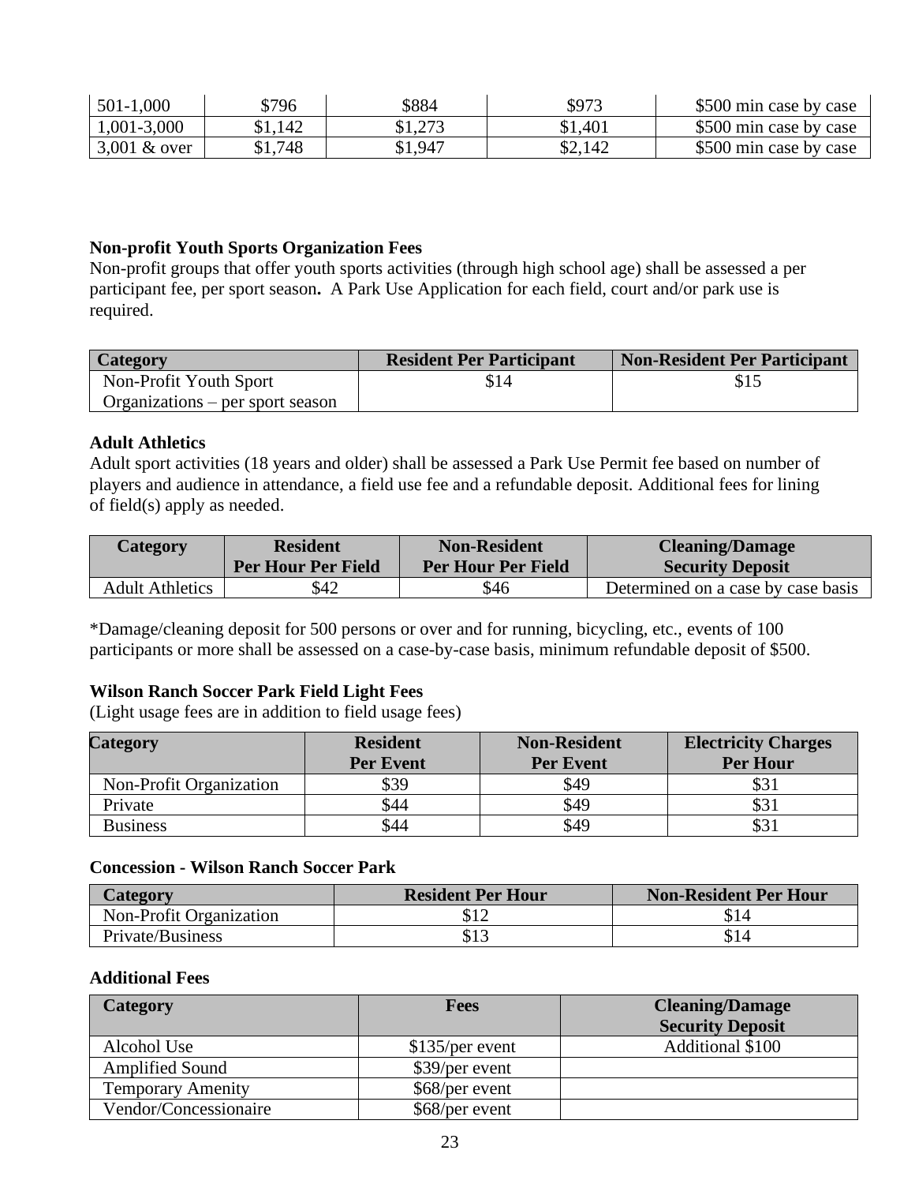| 501-1,000 | $796 | $884 | $973 | $500 min case by case |
|---|---|---|---|---|
| 1,001-3,000 | $1,142 | $1,273 | $1,401 | $500 min case by case |
| 3,001 & over | $1,748 | $1,947 | $2,142 | $500 min case by case |

**Non-profit Youth Sports Organization Fees**

Non-profit groups that offer youth sports activities (through high school age) shall be assessed a per participant fee, per sport season**.** A Park Use Application for each field, court and/or park use is required.

| Category | Resident Per Participant | Non-Resident Per Participant |
|---|---|---|
| Non-Profit Youth Sport Organizations – per sport season | $14 | $15 |

**Adult Athletics**

Adult sport activities (18 years and older) shall be assessed a Park Use Permit fee based on number of players and audience in attendance, a field use fee and a refundable deposit. Additional fees for lining of field(s) apply as needed.

| Category | Resident Per Hour Per Field | Non-Resident Per Hour Per Field | Cleaning/Damage Security Deposit |
|---|---|---|---|
| Adult Athletics | $42 | $46 | Determined on a case by case basis |

*Damage/cleaning deposit for 500 persons or over and for running, bicycling, etc., events of 100 participants or more shall be assessed on a case-by-case basis, minimum refundable deposit of $500.

**Wilson Ranch Soccer Park Field Light Fees**

(Light usage fees are in addition to field usage fees)

| Category | Resident Per Event | Non-Resident Per Event | Electricity Charges Per Hour |
|---|---|---|---|
| Non-Profit Organization | $39 | $49 | $31 |
| Private | $44 | $49 | $31 |
| Business | $44 | $49 | $31 |

**Concession - Wilson Ranch Soccer Park**

| Category | Resident Per Hour | Non-Resident Per Hour |
|---|---|---|
| Non-Profit Organization | $12 | $14 |
| Private/Business | $13 | $14 |

**Additional Fees**

| Category | Fees | Cleaning/Damage Security Deposit |
|---|---|---|
| Alcohol Use | $135/per event | Additional $100 |
| Amplified Sound | $39/per event | |
| Temporary Amenity | $68/per event | |
| Vendor/Concessionaire | $68/per event | |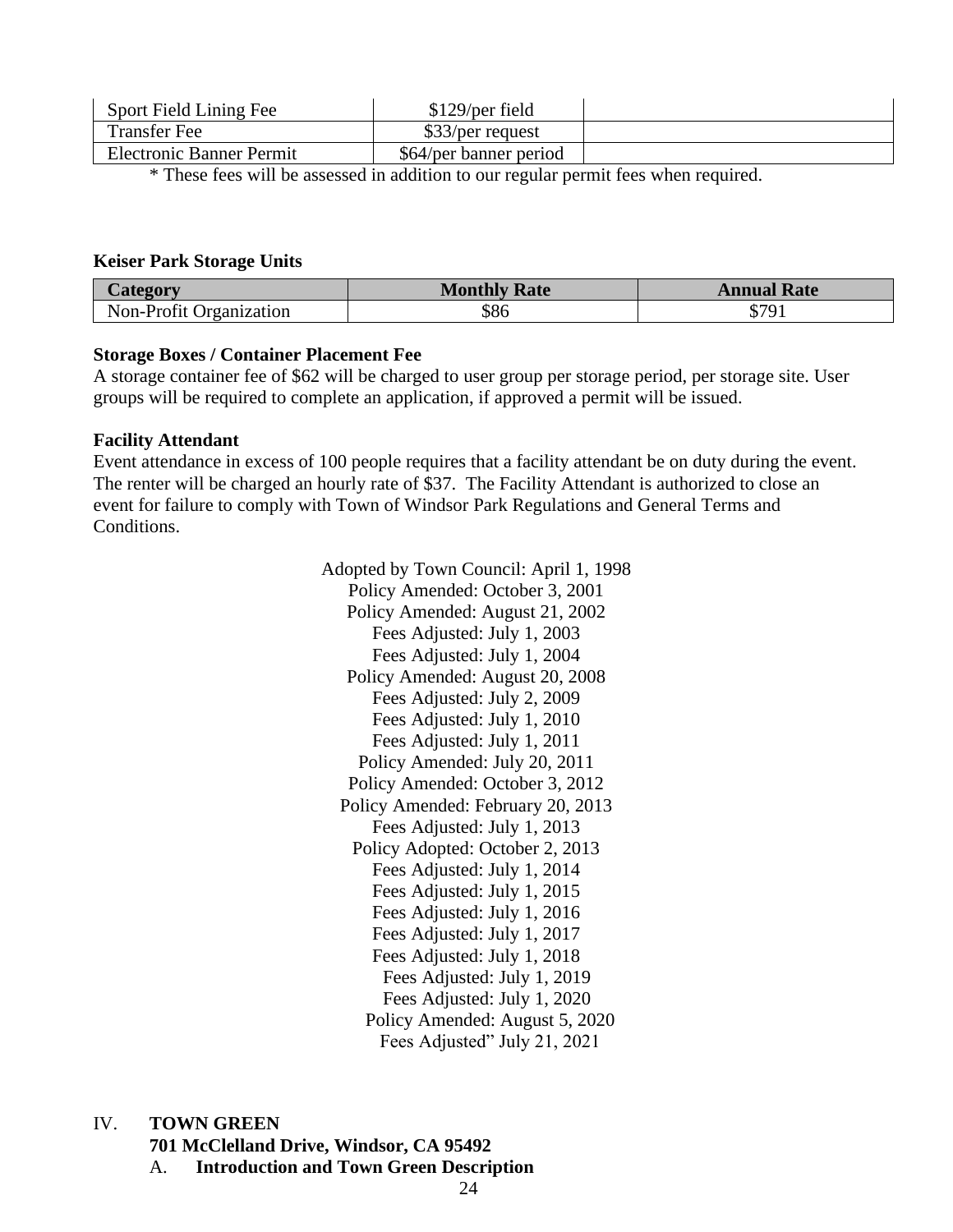| Sport Field Lining Fee | $129/per field | |
|---|---|---|
| Transfer Fee | $33/per request | |
| Electronic Banner Permit | $64/per banner period | |

\* These fees will be assessed in addition to our regular permit fees when required.

**Keiser Park Storage Units**

| Category | Monthly Rate | Annual Rate |
|---|---|---|
| Non-Profit Organization | $86 | $791 |

**Storage Boxes / Container Placement Fee**

A storage container fee of $62 will be charged to user group per storage period, per storage site. User groups will be required to complete an application, if approved a permit will be issued.

**Facility Attendant**

Event attendance in excess of 100 people requires that a facility attendant be on duty during the event. The renter will be charged an hourly rate of $37. The Facility Attendant is authorized to close an event for failure to comply with Town of Windsor Park Regulations and General Terms and Conditions.

Adopted by Town Council: April 1, 1998
Policy Amended: October 3, 2001
Policy Amended: August 21, 2002
Fees Adjusted: July 1, 2003
Fees Adjusted: July 1, 2004
Policy Amended: August 20, 2008
Fees Adjusted: July 2, 2009
Fees Adjusted: July 1, 2010
Fees Adjusted: July 1, 2011
Policy Amended: July 20, 2011
Policy Amended: October 3, 2012
Policy Amended: February 20, 2013
Fees Adjusted: July 1, 2013
Policy Adopted: October 2, 2013
Fees Adjusted: July 1, 2014
Fees Adjusted: July 1, 2015
Fees Adjusted: July 1, 2016
Fees Adjusted: July 1, 2017
Fees Adjusted: July 1, 2018
Fees Adjusted: July 1, 2019
Fees Adjusted: July 1, 2020
Policy Amended: August 5, 2020
Fees Adjusted" July 21, 2021

## IV. TOWN GREEN

**701 McClelland Drive, Windsor, CA 95492**

### A. Introduction and Town Green Description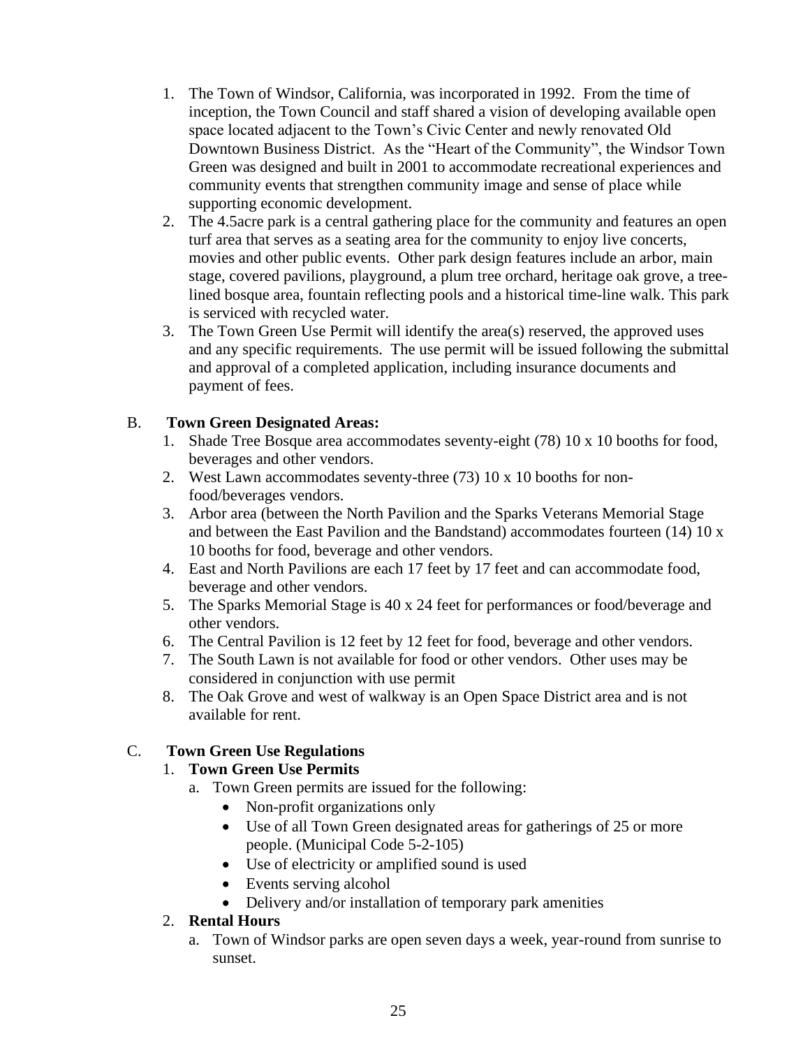1. The Town of Windsor, California, was incorporated in 1992. From the time of inception, the Town Council and staff shared a vision of developing available open space located adjacent to the Town's Civic Center and newly renovated Old Downtown Business District. As the "Heart of the Community", the Windsor Town Green was designed and built in 2001 to accommodate recreational experiences and community events that strengthen community image and sense of place while supporting economic development.
2. The 4.5acre park is a central gathering place for the community and features an open turf area that serves as a seating area for the community to enjoy live concerts, movies and other public events. Other park design features include an arbor, main stage, covered pavilions, playground, a plum tree orchard, heritage oak grove, a tree-lined bosque area, fountain reflecting pools and a historical time-line walk. This park is serviced with recycled water.
3. The Town Green Use Permit will identify the area(s) reserved, the approved uses and any specific requirements. The use permit will be issued following the submittal and approval of a completed application, including insurance documents and payment of fees.

B. **Town Green Designated Areas:**

1. Shade Tree Bosque area accommodates seventy-eight (78) 10 x 10 booths for food, beverages and other vendors.
2. West Lawn accommodates seventy-three (73) 10 x 10 booths for non-food/beverages vendors.
3. Arbor area (between the North Pavilion and the Sparks Veterans Memorial Stage and between the East Pavilion and the Bandstand) accommodates fourteen (14) 10 x 10 booths for food, beverage and other vendors.
4. East and North Pavilions are each 17 feet by 17 feet and can accommodate food, beverage and other vendors.
5. The Sparks Memorial Stage is 40 x 24 feet for performances or food/beverage and other vendors.
6. The Central Pavilion is 12 feet by 12 feet for food, beverage and other vendors.
7. The South Lawn is not available for food or other vendors. Other uses may be considered in conjunction with use permit
8. The Oak Grove and west of walkway is an Open Space District area and is not available for rent.

C. **Town Green Use Regulations**

1. **Town Green Use Permits**
   a. Town Green permits are issued for the following:
      - Non-profit organizations only
      - Use of all Town Green designated areas for gatherings of 25 or more people. (Municipal Code 5-2-105)
      - Use of electricity or amplified sound is used
      - Events serving alcohol
      - Delivery and/or installation of temporary park amenities
2. **Rental Hours**
   a. Town of Windsor parks are open seven days a week, year-round from sunrise to sunset.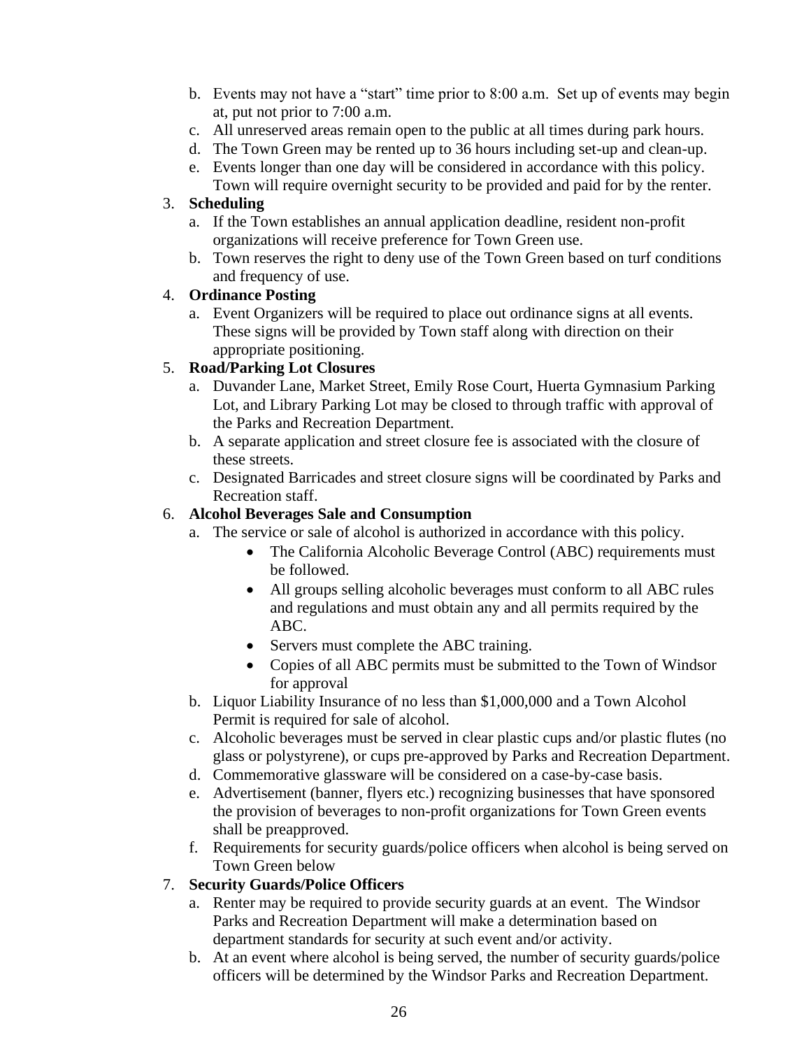b. Events may not have a "start" time prior to 8:00 a.m. Set up of events may begin at, put not prior to 7:00 a.m.
c. All unreserved areas remain open to the public at all times during park hours.
d. The Town Green may be rented up to 36 hours including set-up and clean-up.
e. Events longer than one day will be considered in accordance with this policy. Town will require overnight security to be provided and paid for by the renter.

3. **Scheduling**
   a. If the Town establishes an annual application deadline, resident non-profit organizations will receive preference for Town Green use.
   b. Town reserves the right to deny use of the Town Green based on turf conditions and frequency of use.

4. **Ordinance Posting**
   a. Event Organizers will be required to place out ordinance signs at all events. These signs will be provided by Town staff along with direction on their appropriate positioning.

5. **Road/Parking Lot Closures**
   a. Duvander Lane, Market Street, Emily Rose Court, Huerta Gymnasium Parking Lot, and Library Parking Lot may be closed to through traffic with approval of the Parks and Recreation Department.
   b. A separate application and street closure fee is associated with the closure of these streets.
   c. Designated Barricades and street closure signs will be coordinated by Parks and Recreation staff.

6. **Alcohol Beverages Sale and Consumption**
   a. The service or sale of alcohol is authorized in accordance with this policy.
      - The California Alcoholic Beverage Control (ABC) requirements must be followed.
      - All groups selling alcoholic beverages must conform to all ABC rules and regulations and must obtain any and all permits required by the ABC.
      - Servers must complete the ABC training.
      - Copies of all ABC permits must be submitted to the Town of Windsor for approval
   b. Liquor Liability Insurance of no less than $1,000,000 and a Town Alcohol Permit is required for sale of alcohol.
   c. Alcoholic beverages must be served in clear plastic cups and/or plastic flutes (no glass or polystyrene), or cups pre-approved by Parks and Recreation Department.
   d. Commemorative glassware will be considered on a case-by-case basis.
   e. Advertisement (banner, flyers etc.) recognizing businesses that have sponsored the provision of beverages to non-profit organizations for Town Green events shall be preapproved.
   f. Requirements for security guards/police officers when alcohol is being served on Town Green below

7. **Security Guards/Police Officers**
   a. Renter may be required to provide security guards at an event. The Windsor Parks and Recreation Department will make a determination based on department standards for security at such event and/or activity.
   b. At an event where alcohol is being served, the number of security guards/police officers will be determined by the Windsor Parks and Recreation Department.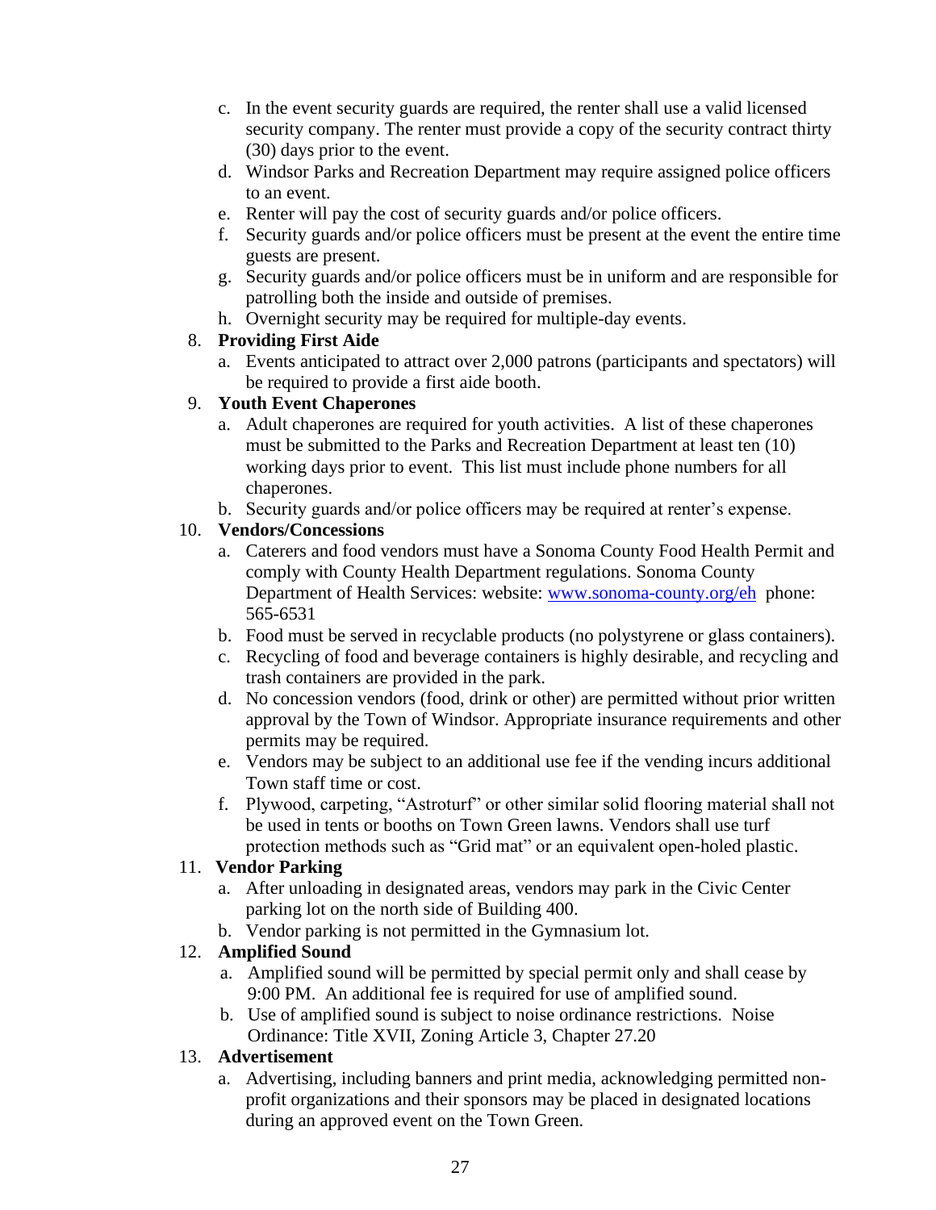c. In the event security guards are required, the renter shall use a valid licensed security company. The renter must provide a copy of the security contract thirty (30) days prior to the event.
   d. Windsor Parks and Recreation Department may require assigned police officers to an event.
   e. Renter will pay the cost of security guards and/or police officers.
   f. Security guards and/or police officers must be present at the event the entire time guests are present.
   g. Security guards and/or police officers must be in uniform and are responsible for patrolling both the inside and outside of premises.
   h. Overnight security may be required for multiple-day events.

8. **Providing First Aide**
   a. Events anticipated to attract over 2,000 patrons (participants and spectators) will be required to provide a first aide booth.

9. **Youth Event Chaperones**
   a. Adult chaperones are required for youth activities. A list of these chaperones must be submitted to the Parks and Recreation Department at least ten (10) working days prior to event. This list must include phone numbers for all chaperones.
   b. Security guards and/or police officers may be required at renter's expense.

10. **Vendors/Concessions**
    a. Caterers and food vendors must have a Sonoma County Food Health Permit and comply with County Health Department regulations. Sonoma County Department of Health Services: website: [www.sonoma-county.org/eh](http://www.sonoma-county.org/eh) phone: 565-6531
    b. Food must be served in recyclable products (no polystyrene or glass containers).
    c. Recycling of food and beverage containers is highly desirable, and recycling and trash containers are provided in the park.
    d. No concession vendors (food, drink or other) are permitted without prior written approval by the Town of Windsor. Appropriate insurance requirements and other permits may be required.
    e. Vendors may be subject to an additional use fee if the vending incurs additional Town staff time or cost.
    f. Plywood, carpeting, "Astroturf" or other similar solid flooring material shall not be used in tents or booths on Town Green lawns. Vendors shall use turf protection methods such as "Grid mat" or an equivalent open-holed plastic.

11. **Vendor Parking**
    a. After unloading in designated areas, vendors may park in the Civic Center parking lot on the north side of Building 400.
    b. Vendor parking is not permitted in the Gymnasium lot.

12. **Amplified Sound**
    a. Amplified sound will be permitted by special permit only and shall cease by 9:00 PM. An additional fee is required for use of amplified sound.
    b. Use of amplified sound is subject to noise ordinance restrictions. Noise Ordinance: Title XVII, Zoning Article 3, Chapter 27.20

13. **Advertisement**
    a. Advertising, including banners and print media, acknowledging permitted non-profit organizations and their sponsors may be placed in designated locations during an approved event on the Town Green.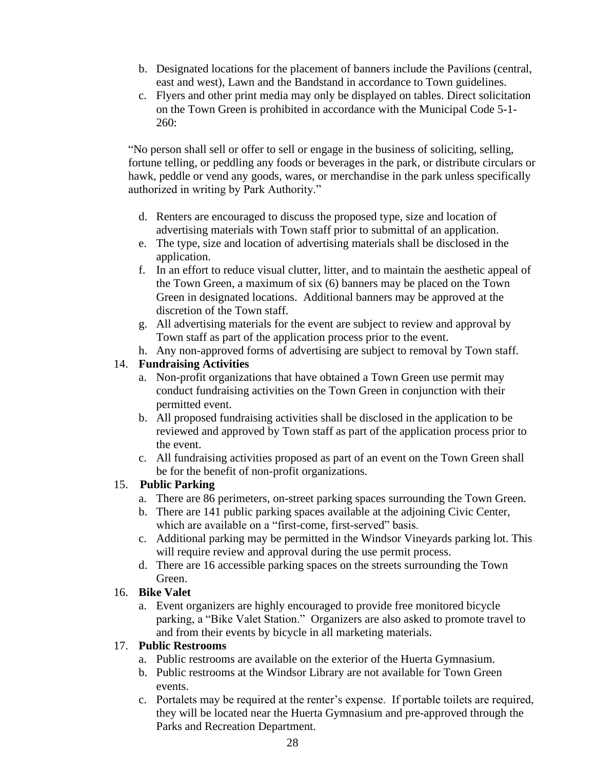b. Designated locations for the placement of banners include the Pavilions (central, east and west), Lawn and the Bandstand in accordance to Town guidelines.
c. Flyers and other print media may only be displayed on tables. Direct solicitation on the Town Green is prohibited in accordance with the Municipal Code 5-1-260:

"No person shall sell or offer to sell or engage in the business of soliciting, selling, fortune telling, or peddling any foods or beverages in the park, or distribute circulars or hawk, peddle or vend any goods, wares, or merchandise in the park unless specifically authorized in writing by Park Authority."

d. Renters are encouraged to discuss the proposed type, size and location of advertising materials with Town staff prior to submittal of an application.
e. The type, size and location of advertising materials shall be disclosed in the application.
f. In an effort to reduce visual clutter, litter, and to maintain the aesthetic appeal of the Town Green, a maximum of six (6) banners may be placed on the Town Green in designated locations. Additional banners may be approved at the discretion of the Town staff.
g. All advertising materials for the event are subject to review and approval by Town staff as part of the application process prior to the event.
h. Any non-approved forms of advertising are subject to removal by Town staff.

14. **Fundraising Activities**
   a. Non-profit organizations that have obtained a Town Green use permit may conduct fundraising activities on the Town Green in conjunction with their permitted event.
   b. All proposed fundraising activities shall be disclosed in the application to be reviewed and approved by Town staff as part of the application process prior to the event.
   c. All fundraising activities proposed as part of an event on the Town Green shall be for the benefit of non-profit organizations.

15. **Public Parking**
   a. There are 86 perimeters, on-street parking spaces surrounding the Town Green.
   b. There are 141 public parking spaces available at the adjoining Civic Center, which are available on a "first-come, first-served" basis.
   c. Additional parking may be permitted in the Windsor Vineyards parking lot. This will require review and approval during the use permit process.
   d. There are 16 accessible parking spaces on the streets surrounding the Town Green.

16. **Bike Valet**
   a. Event organizers are highly encouraged to provide free monitored bicycle parking, a "Bike Valet Station." Organizers are also asked to promote travel to and from their events by bicycle in all marketing materials.

17. **Public Restrooms**
   a. Public restrooms are available on the exterior of the Huerta Gymnasium.
   b. Public restrooms at the Windsor Library are not available for Town Green events.
   c. Portalets may be required at the renter's expense. If portable toilets are required, they will be located near the Huerta Gymnasium and pre-approved through the Parks and Recreation Department.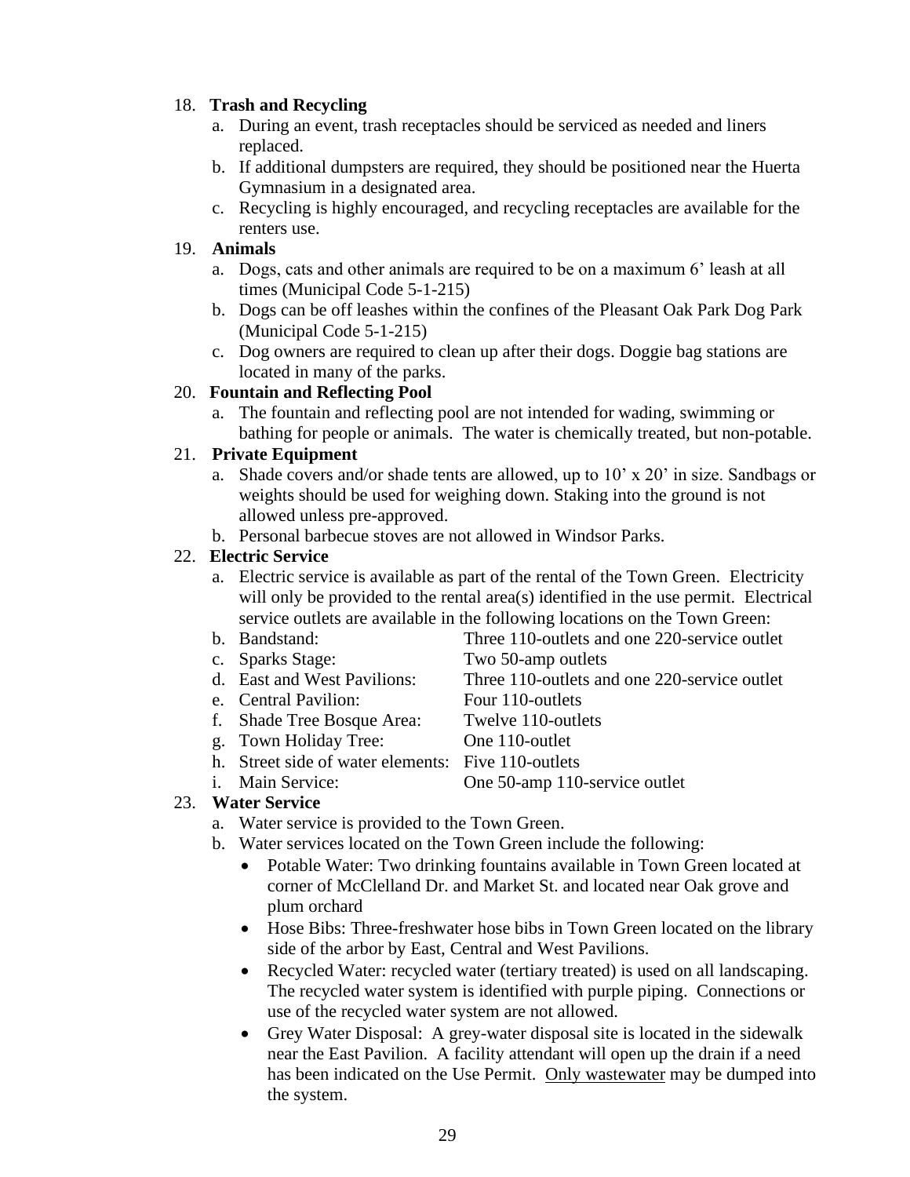18. **Trash and Recycling**
    a. During an event, trash receptacles should be serviced as needed and liners replaced.
    b. If additional dumpsters are required, they should be positioned near the Huerta Gymnasium in a designated area.
    c. Recycling is highly encouraged, and recycling receptacles are available for the renters use.

19. **Animals**
    a. Dogs, cats and other animals are required to be on a maximum 6' leash at all times (Municipal Code 5-1-215)
    b. Dogs can be off leashes within the confines of the Pleasant Oak Park Dog Park (Municipal Code 5-1-215)
    c. Dog owners are required to clean up after their dogs. Doggie bag stations are located in many of the parks.

20. **Fountain and Reflecting Pool**
    a. The fountain and reflecting pool are not intended for wading, swimming or bathing for people or animals. The water is chemically treated, but non-potable.

21. **Private Equipment**
    a. Shade covers and/or shade tents are allowed, up to 10' x 20' in size. Sandbags or weights should be used for weighing down. Staking into the ground is not allowed unless pre-approved.
    b. Personal barbecue stoves are not allowed in Windsor Parks.

22. **Electric Service**
    a. Electric service is available as part of the rental of the Town Green. Electricity will only be provided to the rental area(s) identified in the use permit. Electrical service outlets are available in the following locations on the Town Green:
    b. Bandstand: Three 110-outlets and one 220-service outlet
    c. Sparks Stage: Two 50-amp outlets
    d. East and West Pavilions: Three 110-outlets and one 220-service outlet
    e. Central Pavilion: Four 110-outlets
    f. Shade Tree Bosque Area: Twelve 110-outlets
    g. Town Holiday Tree: One 110-outlet
    h. Street side of water elements: Five 110-outlets
    i. Main Service: One 50-amp 110-service outlet

23. **Water Service**
    a. Water service is provided to the Town Green.
    b. Water services located on the Town Green include the following:
       - Potable Water: Two drinking fountains available in Town Green located at corner of McClelland Dr. and Market St. and located near Oak grove and plum orchard
       - Hose Bibs: Three-freshwater hose bibs in Town Green located on the library side of the arbor by East, Central and West Pavilions.
       - Recycled Water: recycled water (tertiary treated) is used on all landscaping. The recycled water system is identified with purple piping. Connections or use of the recycled water system are not allowed.
       - Grey Water Disposal: A grey-water disposal site is located in the sidewalk near the East Pavilion. A facility attendant will open up the drain if a need has been indicated on the Use Permit. <u>Only wastewater</u> may be dumped into the system.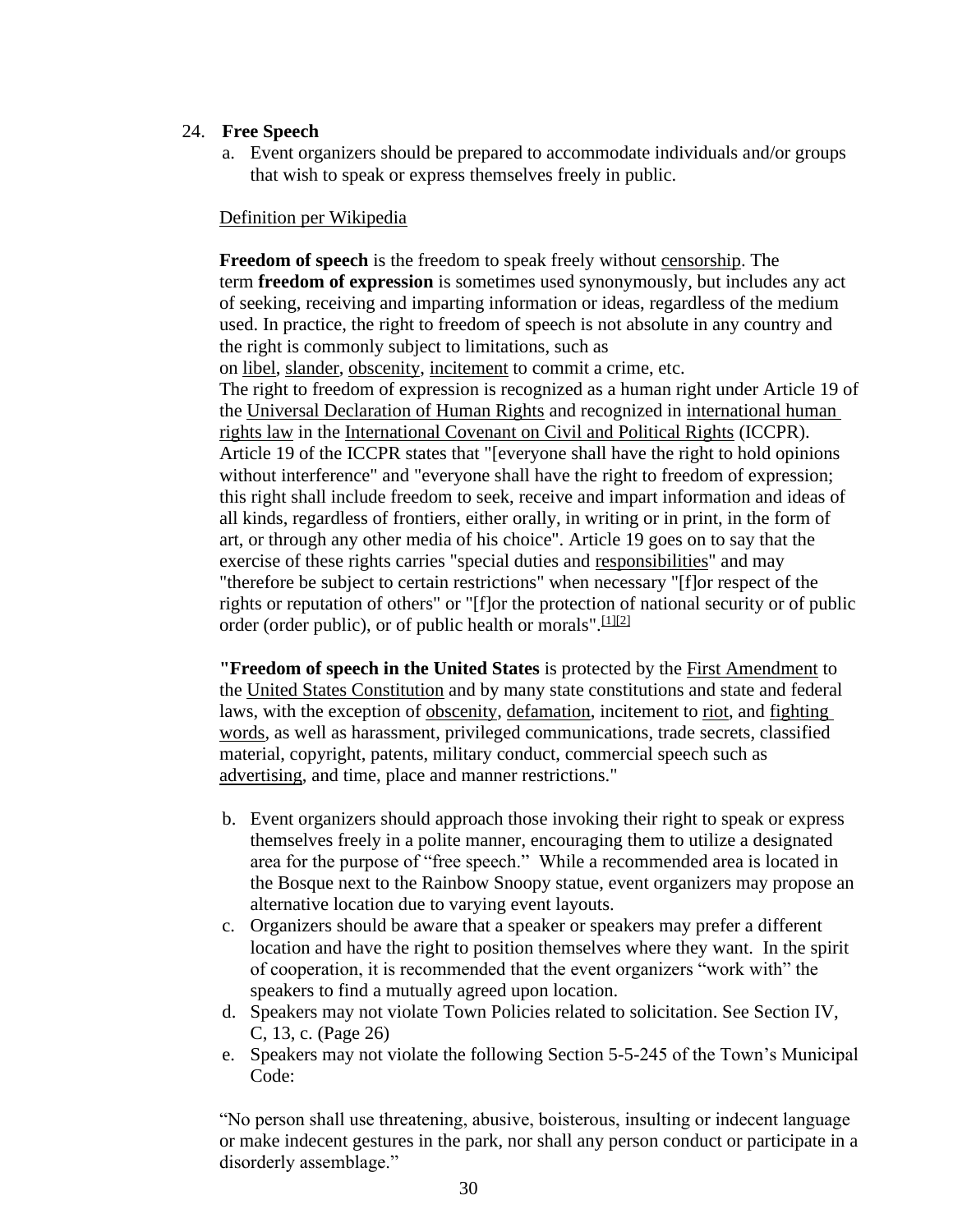24. **Free Speech**

   a. Event organizers should be prepared to accommodate individuals and/or groups that wish to speak or express themselves freely in public.

Definition per Wikipedia

**Freedom of speech** is the freedom to speak freely without censorship. The term **freedom of expression** is sometimes used synonymously, but includes any act of seeking, receiving and imparting information or ideas, regardless of the medium used. In practice, the right to freedom of speech is not absolute in any country and the right is commonly subject to limitations, such as on libel, slander, obscenity, incitement to commit a crime, etc.
The right to freedom of expression is recognized as a human right under Article 19 of the Universal Declaration of Human Rights and recognized in international human rights law in the International Covenant on Civil and Political Rights (ICCPR). Article 19 of the ICCPR states that "[everyone shall have the right to hold opinions without interference" and "everyone shall have the right to freedom of expression; this right shall include freedom to seek, receive and impart information and ideas of all kinds, regardless of frontiers, either orally, in writing or in print, in the form of art, or through any other media of his choice". Article 19 goes on to say that the exercise of these rights carries "special duties and responsibilities" and may "therefore be subject to certain restrictions" when necessary "[f]or respect of the rights or reputation of others" or "[f]or the protection of national security or of public order (order public), or of public health or morals".[1][2]

**"Freedom of speech in the United States** is protected by the First Amendment to the United States Constitution and by many state constitutions and state and federal laws, with the exception of obscenity, defamation, incitement to riot, and fighting words, as well as harassment, privileged communications, trade secrets, classified material, copyright, patents, military conduct, commercial speech such as advertising, and time, place and manner restrictions."

   b. Event organizers should approach those invoking their right to speak or express themselves freely in a polite manner, encouraging them to utilize a designated area for the purpose of "free speech." While a recommended area is located in the Bosque next to the Rainbow Snoopy statue, event organizers may propose an alternative location due to varying event layouts.
   c. Organizers should be aware that a speaker or speakers may prefer a different location and have the right to position themselves where they want. In the spirit of cooperation, it is recommended that the event organizers "work with" the speakers to find a mutually agreed upon location.
   d. Speakers may not violate Town Policies related to solicitation. See Section IV, C, 13, c. (Page 26)
   e. Speakers may not violate the following Section 5-5-245 of the Town's Municipal Code:

"No person shall use threatening, abusive, boisterous, insulting or indecent language or make indecent gestures in the park, nor shall any person conduct or participate in a disorderly assemblage."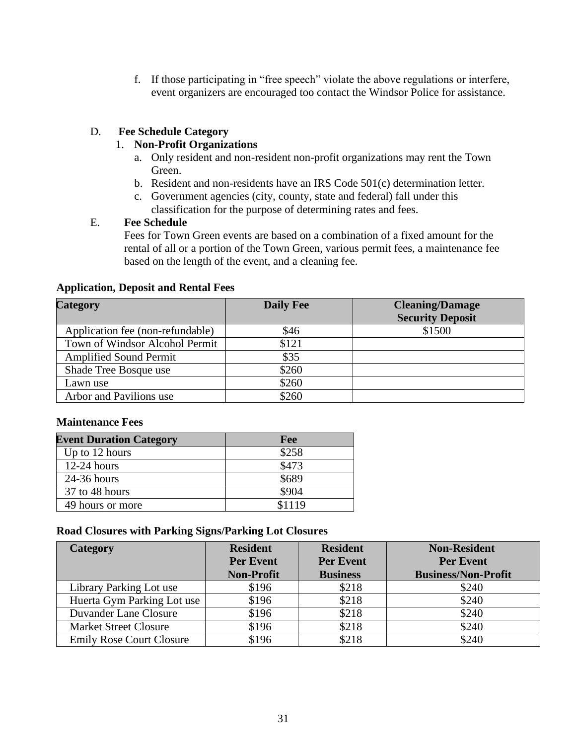f. If those participating in "free speech" violate the above regulations or interfere, event organizers are encouraged too contact the Windsor Police for assistance.

D. **Fee Schedule Category**

1. **Non-Profit Organizations**
   a. Only resident and non-resident non-profit organizations may rent the Town Green.
   b. Resident and non-residents have an IRS Code 501(c) determination letter.
   c. Government agencies (city, county, state and federal) fall under this classification for the purpose of determining rates and fees.

E. **Fee Schedule**

Fees for Town Green events are based on a combination of a fixed amount for the rental of all or a portion of the Town Green, various permit fees, a maintenance fee based on the length of the event, and a cleaning fee.

**Application, Deposit and Rental Fees**

| Category | Daily Fee | Cleaning/Damage Security Deposit |
|---|---|---|
| Application fee (non-refundable) | $46 | $1500 |
| Town of Windsor Alcohol Permit | $121 | |
| Amplified Sound Permit | $35 | |
| Shade Tree Bosque use | $260 | |
| Lawn use | $260 | |
| Arbor and Pavilions use | $260 | |

**Maintenance Fees**

| Event Duration Category | Fee |
|---|---|
| Up to 12 hours | $258 |
| 12-24 hours | $473 |
| 24-36 hours | $689 |
| 37 to 48 hours | $904 |
| 49 hours or more | $1119 |

**Road Closures with Parking Signs/Parking Lot Closures**

| Category | Resident Per Event Non-Profit | Resident Per Event Business | Non-Resident Per Event Business/Non-Profit |
|---|---|---|---|
| Library Parking Lot use | $196 | $218 | $240 |
| Huerta Gym Parking Lot use | $196 | $218 | $240 |
| Duvander Lane Closure | $196 | $218 | $240 |
| Market Street Closure | $196 | $218 | $240 |
| Emily Rose Court Closure | $196 | $218 | $240 |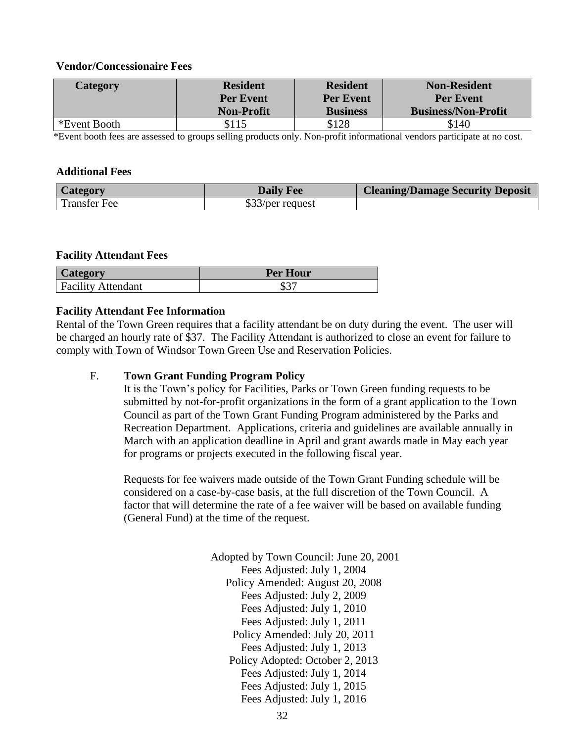**Vendor/Concessionaire Fees**

| Category | Resident Per Event Non-Profit | Resident Per Event Business | Non-Resident Per Event Business/Non-Profit |
|---|---|---|---|
| *Event Booth | $115 | $128 | $140 |

*Event booth fees are assessed to groups selling products only. Non-profit informational vendors participate at no cost.

**Additional Fees**

| Category | Daily Fee | Cleaning/Damage Security Deposit |
|---|---|---|
| Transfer Fee | $33/per request | |

**Facility Attendant Fees**

| Category | Per Hour |
|---|---|
| Facility Attendant | $37 |

**Facility Attendant Fee Information**

Rental of the Town Green requires that a facility attendant be on duty during the event. The user will be charged an hourly rate of $37. The Facility Attendant is authorized to close an event for failure to comply with Town of Windsor Town Green Use and Reservation Policies.

F. **Town Grant Funding Program Policy**

It is the Town's policy for Facilities, Parks or Town Green funding requests to be submitted by not-for-profit organizations in the form of a grant application to the Town Council as part of the Town Grant Funding Program administered by the Parks and Recreation Department. Applications, criteria and guidelines are available annually in March with an application deadline in April and grant awards made in May each year for programs or projects executed in the following fiscal year.

Requests for fee waivers made outside of the Town Grant Funding schedule will be considered on a case-by-case basis, at the full discretion of the Town Council. A factor that will determine the rate of a fee waiver will be based on available funding (General Fund) at the time of the request.

Adopted by Town Council: June 20, 2001
Fees Adjusted: July 1, 2004
Policy Amended: August 20, 2008
Fees Adjusted: July 2, 2009
Fees Adjusted: July 1, 2010
Fees Adjusted: July 1, 2011
Policy Amended: July 20, 2011
Fees Adjusted: July 1, 2013
Policy Adopted: October 2, 2013
Fees Adjusted: July 1, 2014
Fees Adjusted: July 1, 2015
Fees Adjusted: July 1, 2016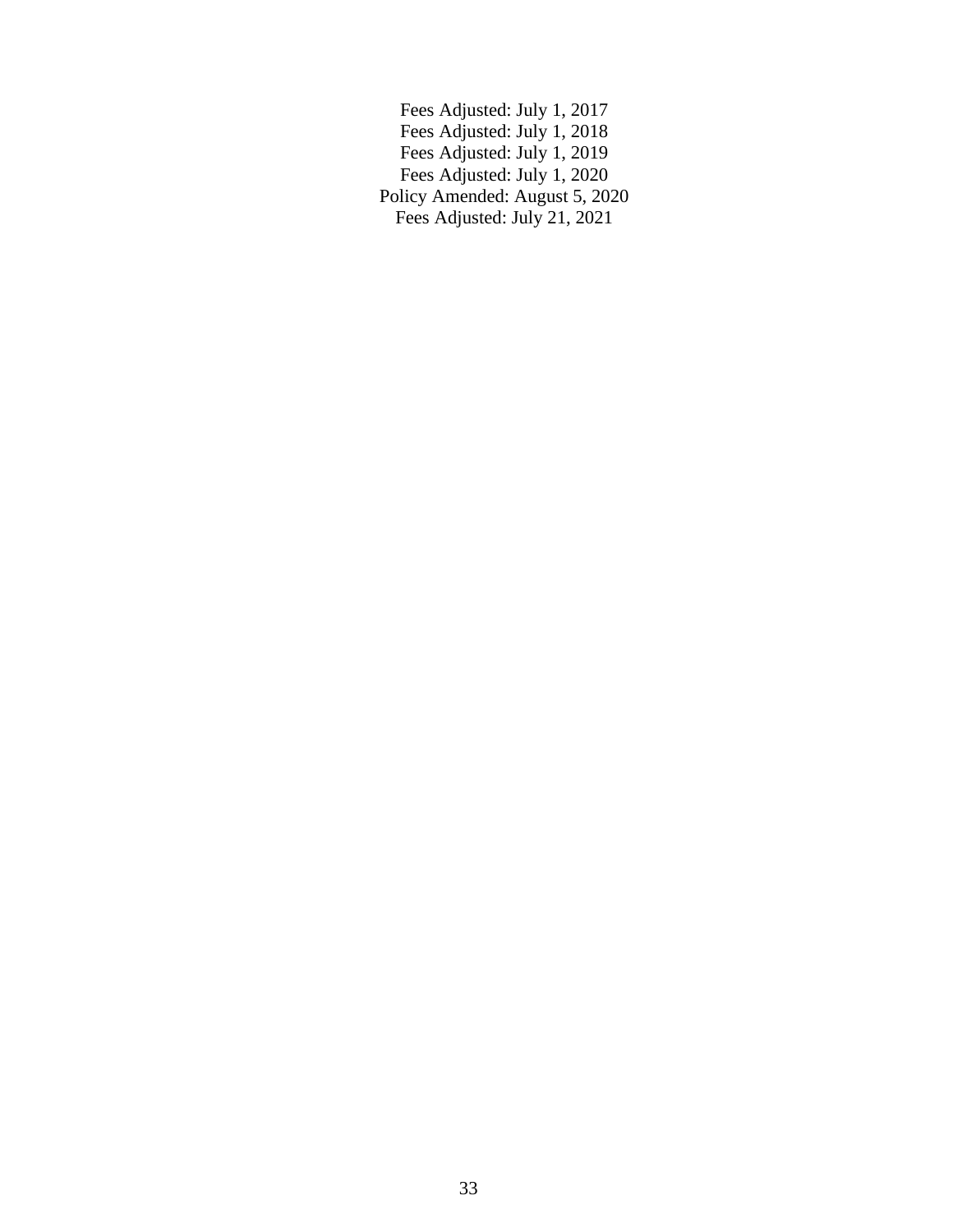Fees Adjusted: July 1, 2017
Fees Adjusted: July 1, 2018
Fees Adjusted: July 1, 2019
Fees Adjusted: July 1, 2020
Policy Amended: August 5, 2020
Fees Adjusted: July 21, 2021